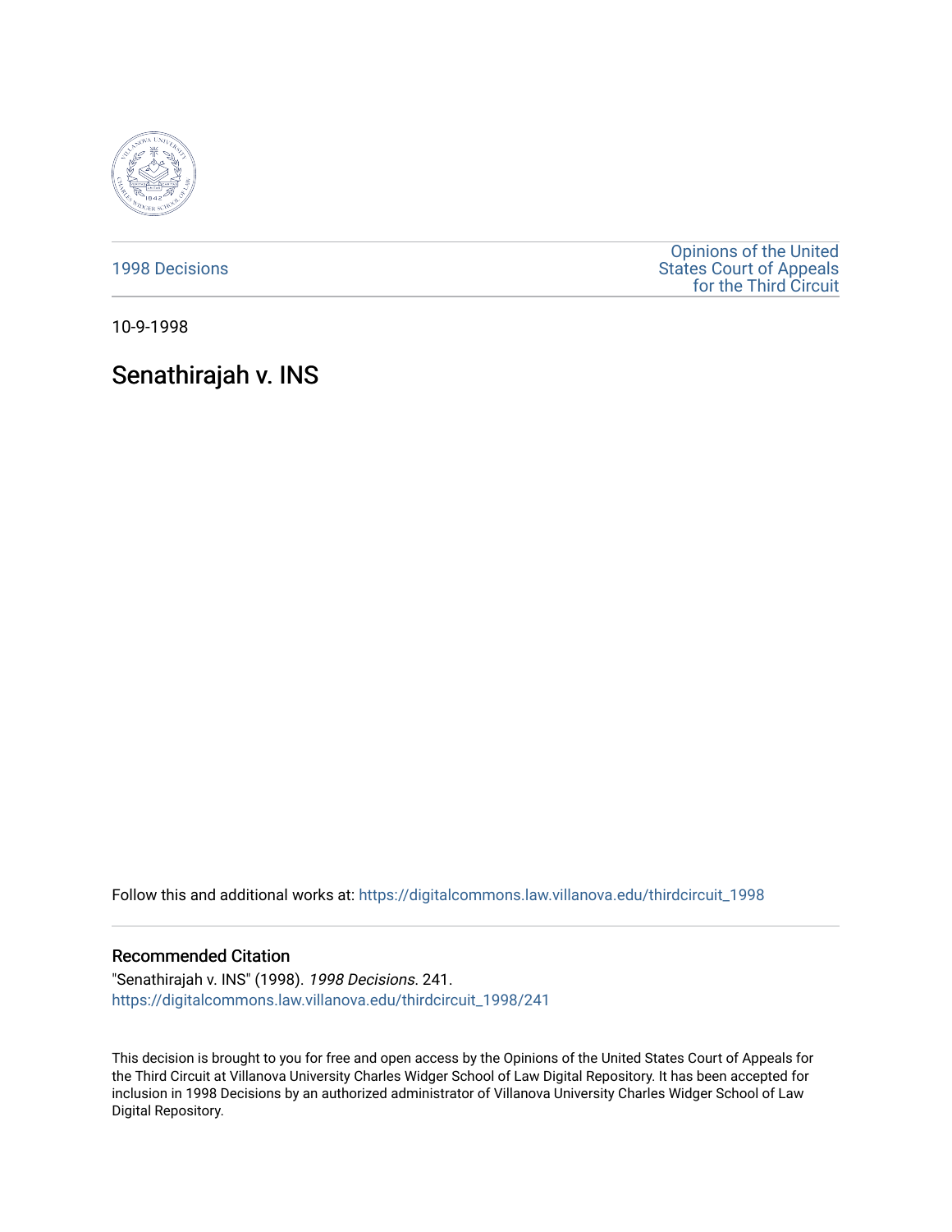1998 Decisions

Opinions of the United States Court of Appeals for the Third Circuit

10-9-1998

# Senathirajah v. INS

Follow this and additional works at: https://digitalcommons.law.villanova.edu/thirdcircuit_1998

## Recommended Citation

"Senathirajah v. INS" (1998). *1998 Decisions*. 241.
https://digitalcommons.law.villanova.edu/thirdcircuit_1998/241

This decision is brought to you for free and open access by the Opinions of the United States Court of Appeals for the Third Circuit at Villanova University Charles Widger School of Law Digital Repository. It has been accepted for inclusion in 1998 Decisions by an authorized administrator of Villanova University Charles Widger School of Law Digital Repository.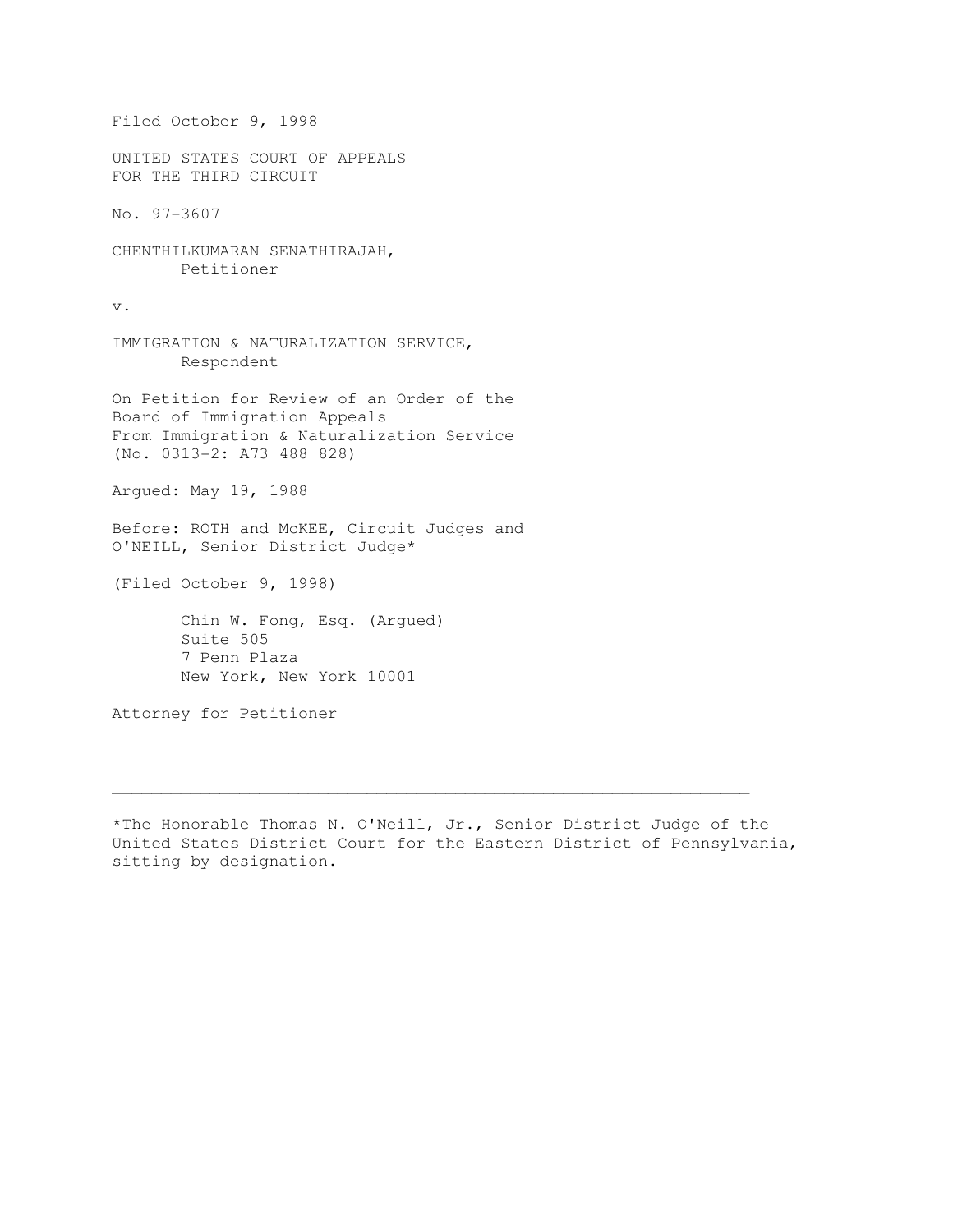Filed October 9, 1998

UNITED STATES COURT OF APPEALS
FOR THE THIRD CIRCUIT

No. 97-3607

CHENTHILKUMARAN SENATHIRAJAH,
Petitioner

v.

IMMIGRATION & NATURALIZATION SERVICE,
Respondent

On Petition for Review of an Order of the
Board of Immigration Appeals
From Immigration & Naturalization Service
(No. 0313-2: A73 488 828)

Argued: May 19, 1988

Before: ROTH and McKEE, Circuit Judges and
O'NEILL, Senior District Judge*

(Filed October 9, 1998)

Chin W. Fong, Esq. (Argued)
Suite 505
7 Penn Plaza
New York, New York 10001

Attorney for Petitioner

---

*The Honorable Thomas N. O'Neill, Jr., Senior District Judge of the United States District Court for the Eastern District of Pennsylvania, sitting by designation.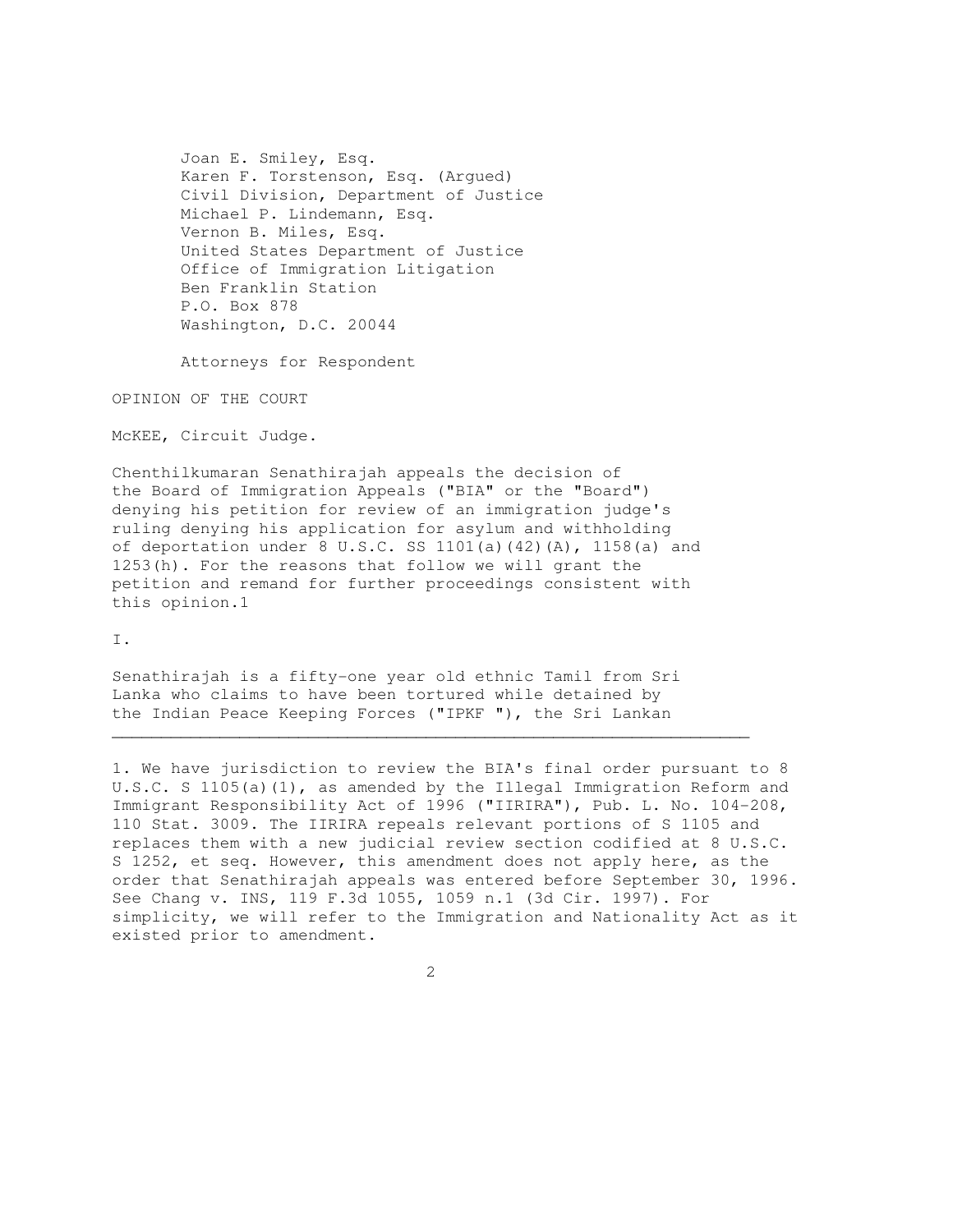Joan E. Smiley, Esq.
Karen F. Torstenson, Esq. (Argued)
Civil Division, Department of Justice
Michael P. Lindemann, Esq.
Vernon B. Miles, Esq.
United States Department of Justice
Office of Immigration Litigation
Ben Franklin Station
P.O. Box 878
Washington, D.C. 20044

Attorneys for Respondent

OPINION OF THE COURT

McKEE, Circuit Judge.

Chenthilkumaran Senathirajah appeals the decision of the Board of Immigration Appeals ("BIA" or the "Board") denying his petition for review of an immigration judge's ruling denying his application for asylum and withholding of deportation under 8 U.S.C. SS 1101(a)(42)(A), 1158(a) and 1253(h). For the reasons that follow we will grant the petition and remand for further proceedings consistent with this opinion.1

I.

Senathirajah is a fifty-one year old ethnic Tamil from Sri Lanka who claims to have been tortured while detained by the Indian Peace Keeping Forces ("IPKF "), the Sri Lankan

---

1. We have jurisdiction to review the BIA's final order pursuant to 8 U.S.C. S 1105(a)(1), as amended by the Illegal Immigration Reform and Immigrant Responsibility Act of 1996 ("IIRIRA"), Pub. L. No. 104-208, 110 Stat. 3009. The IIRIRA repeals relevant portions of S 1105 and replaces them with a new judicial review section codified at 8 U.S.C. S 1252, et seq. However, this amendment does not apply here, as the order that Senathirajah appeals was entered before September 30, 1996. See Chang v. INS, 119 F.3d 1055, 1059 n.1 (3d Cir. 1997). For simplicity, we will refer to the Immigration and Nationality Act as it existed prior to amendment.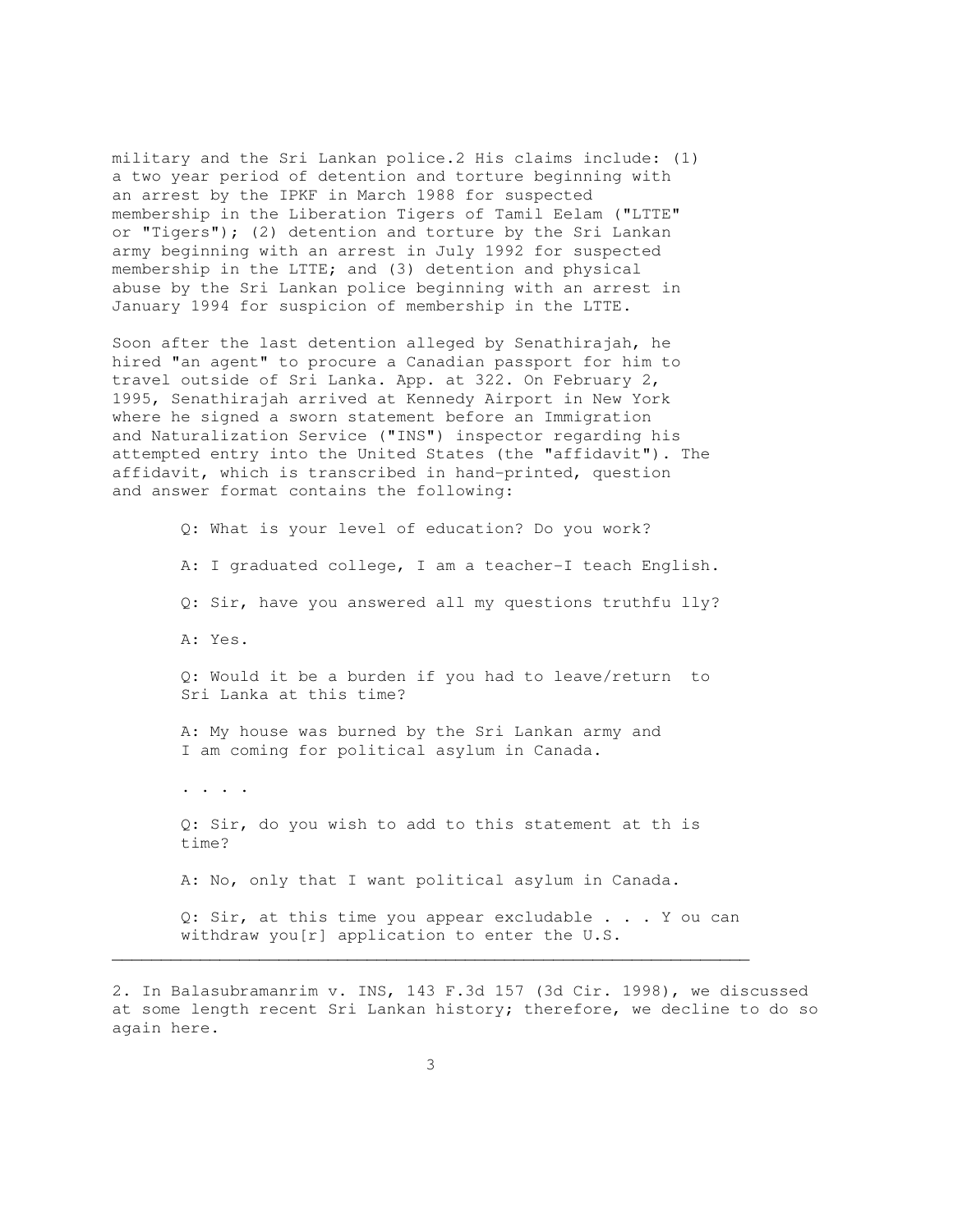military and the Sri Lankan police.[2] His claims include: (1) a two year period of detention and torture beginning with an arrest by the IPKF in March 1988 for suspected membership in the Liberation Tigers of Tamil Eelam ("LTTE" or "Tigers"); (2) detention and torture by the Sri Lankan army beginning with an arrest in July 1992 for suspected membership in the LTTE; and (3) detention and physical abuse by the Sri Lankan police beginning with an arrest in January 1994 for suspicion of membership in the LTTE.

Soon after the last detention alleged by Senathirajah, he hired "an agent" to procure a Canadian passport for him to travel outside of Sri Lanka. App. at 322. On February 2, 1995, Senathirajah arrived at Kennedy Airport in New York where he signed a sworn statement before an Immigration and Naturalization Service ("INS") inspector regarding his attempted entry into the United States (the "affidavit"). The affidavit, which is transcribed in hand-printed, question and answer format contains the following:

> Q: What is your level of education? Do you work?
>
> A: I graduated college, I am a teacher-I teach English.
>
> Q: Sir, have you answered all my questions truthfu lly?
>
> A: Yes.
>
> Q: Would it be a burden if you had to leave/return to Sri Lanka at this time?
>
> A: My house was burned by the Sri Lankan army and I am coming for political asylum in Canada.
>
> . . . .
>
> Q: Sir, do you wish to add to this statement at th is time?
>
> A: No, only that I want political asylum in Canada.
>
> Q: Sir, at this time you appear excludable . . . Y ou can withdraw you[r] application to enter the U.S.

---

2. In Balasubramanrim v. INS, 143 F.3d 157 (3d Cir. 1998), we discussed at some length recent Sri Lankan history; therefore, we decline to do so again here.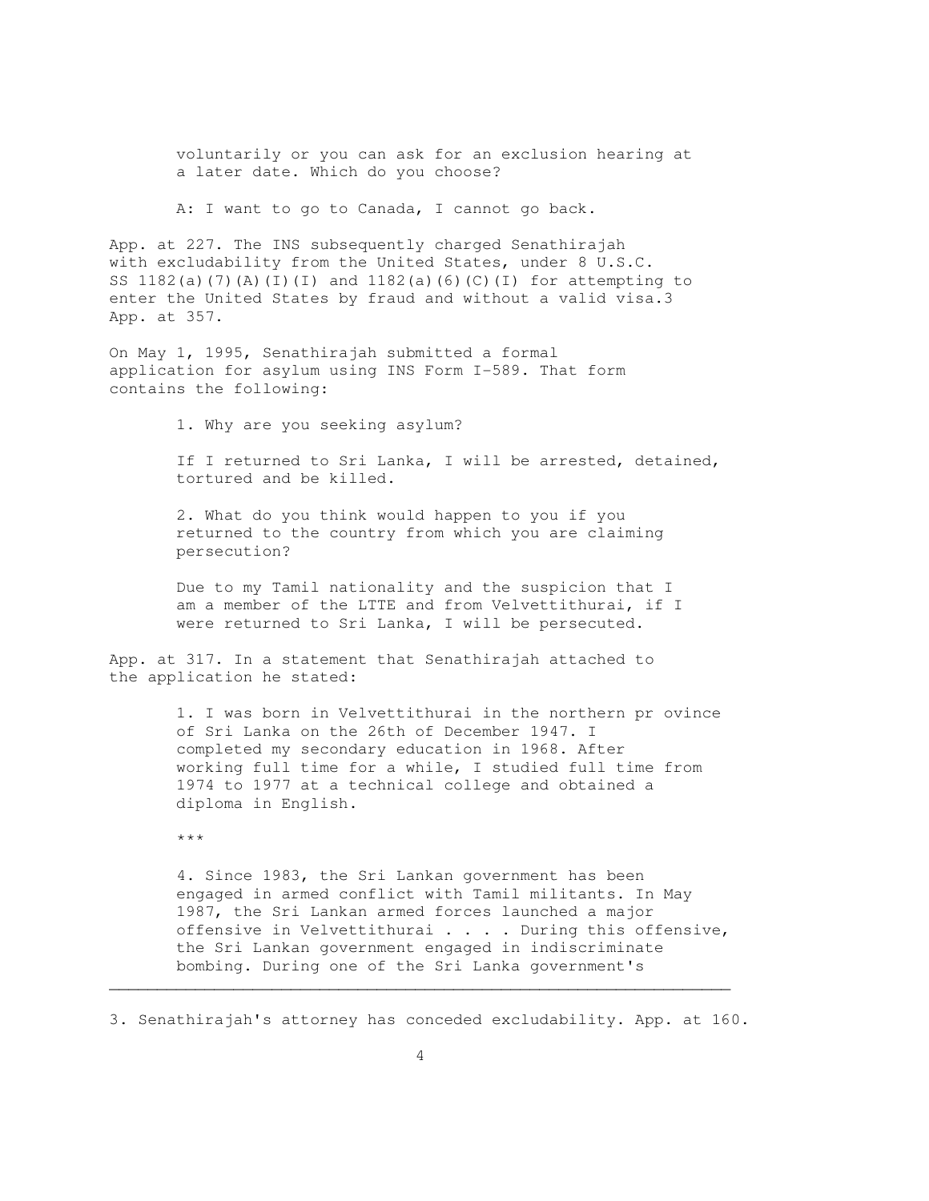> voluntarily or you can ask for an exclusion hearing at a later date. Which do you choose?
>
> A: I want to go to Canada, I cannot go back.

App. at 227. The INS subsequently charged Senathirajah with excludability from the United States, under 8 U.S.C. SS 1182(a)(7)(A)(I)(I) and 1182(a)(6)(C)(I) for attempting to enter the United States by fraud and without a valid visa.[3] App. at 357.

On May 1, 1995, Senathirajah submitted a formal application for asylum using INS Form I-589. That form contains the following:

> 1. Why are you seeking asylum?
>
> If I returned to Sri Lanka, I will be arrested, detained, tortured and be killed.
>
> 2. What do you think would happen to you if you returned to the country from which you are claiming persecution?
>
> Due to my Tamil nationality and the suspicion that I am a member of the LTTE and from Velvettithurai, if I were returned to Sri Lanka, I will be persecuted.

App. at 317. In a statement that Senathirajah attached to the application he stated:

> 1. I was born in Velvettithurai in the northern pr ovince of Sri Lanka on the 26th of December 1947. I completed my secondary education in 1968. After working full time for a while, I studied full time from 1974 to 1977 at a technical college and obtained a diploma in English.
>
> ***
>
> 4. Since 1983, the Sri Lankan government has been engaged in armed conflict with Tamil militants. In May 1987, the Sri Lankan armed forces launched a major offensive in Velvettithurai . . . . During this offensive, the Sri Lankan government engaged in indiscriminate bombing. During one of the Sri Lanka government's

---

3. Senathirajah's attorney has conceded excludability. App. at 160.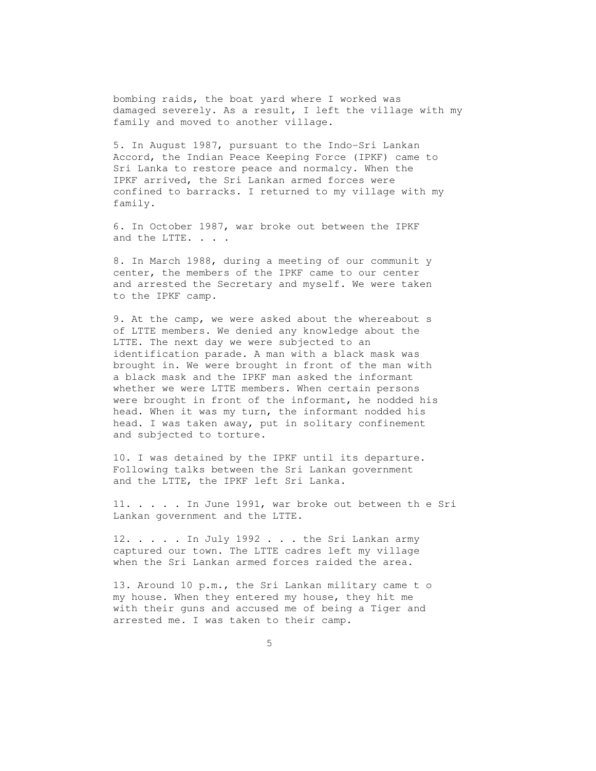bombing raids, the boat yard where I worked was damaged severely. As a result, I left the village with my family and moved to another village.

5. In August 1987, pursuant to the Indo-Sri Lankan Accord, the Indian Peace Keeping Force (IPKF) came to Sri Lanka to restore peace and normalcy. When the IPKF arrived, the Sri Lankan armed forces were confined to barracks. I returned to my village with my family.

6. In October 1987, war broke out between the IPKF and the LTTE. . . .

8. In March 1988, during a meeting of our community center, the members of the IPKF came to our center and arrested the Secretary and myself. We were taken to the IPKF camp.

9. At the camp, we were asked about the whereabouts of LTTE members. We denied any knowledge about the LTTE. The next day we were subjected to an identification parade. A man with a black mask was brought in. We were brought in front of the man with a black mask and the IPKF man asked the informant whether we were LTTE members. When certain persons were brought in front of the informant, he nodded his head. When it was my turn, the informant nodded his head. I was taken away, put in solitary confinement and subjected to torture.

10. I was detained by the IPKF until its departure. Following talks between the Sri Lankan government and the LTTE, the IPKF left Sri Lanka.

11. . . . . In June 1991, war broke out between the Sri Lankan government and the LTTE.

12. . . . . In July 1992 . . . the Sri Lankan army captured our town. The LTTE cadres left my village when the Sri Lankan armed forces raided the area.

13. Around 10 p.m., the Sri Lankan military came to my house. When they entered my house, they hit me with their guns and accused me of being a Tiger and arrested me. I was taken to their camp.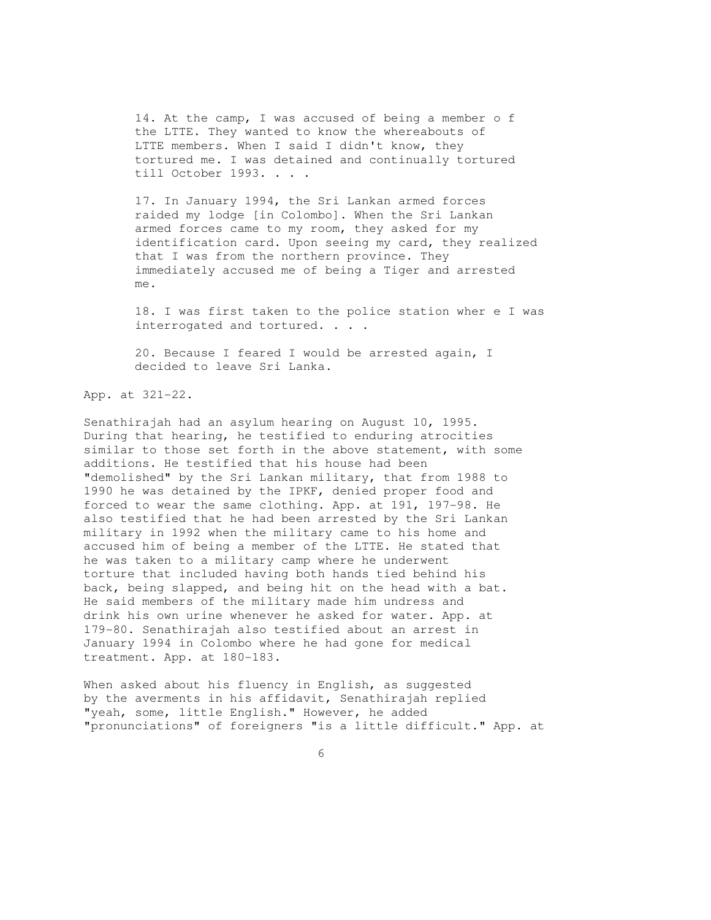> 14. At the camp, I was accused of being a member o f the LTTE. They wanted to know the whereabouts of LTTE members. When I said I didn't know, they tortured me. I was detained and continually tortured till October 1993. . . .
>
> 17. In January 1994, the Sri Lankan armed forces raided my lodge [in Colombo]. When the Sri Lankan armed forces came to my room, they asked for my identification card. Upon seeing my card, they realized that I was from the northern province. They immediately accused me of being a Tiger and arrested me.
>
> 18. I was first taken to the police station wher e I was interrogated and tortured. . . .
>
> 20. Because I feared I would be arrested again, I decided to leave Sri Lanka.

App. at 321-22.

Senathirajah had an asylum hearing on August 10, 1995. During that hearing, he testified to enduring atrocities similar to those set forth in the above statement, with some additions. He testified that his house had been "demolished" by the Sri Lankan military, that from 1988 to 1990 he was detained by the IPKF, denied proper food and forced to wear the same clothing. App. at 191, 197-98. He also testified that he had been arrested by the Sri Lankan military in 1992 when the military came to his home and accused him of being a member of the LTTE. He stated that he was taken to a military camp where he underwent torture that included having both hands tied behind his back, being slapped, and being hit on the head with a bat. He said members of the military made him undress and drink his own urine whenever he asked for water. App. at 179-80. Senathirajah also testified about an arrest in January 1994 in Colombo where he had gone for medical treatment. App. at 180-183.

When asked about his fluency in English, as suggested by the averments in his affidavit, Senathirajah replied "yeah, some, little English." However, he added "pronunciations" of foreigners "is a little difficult." App. at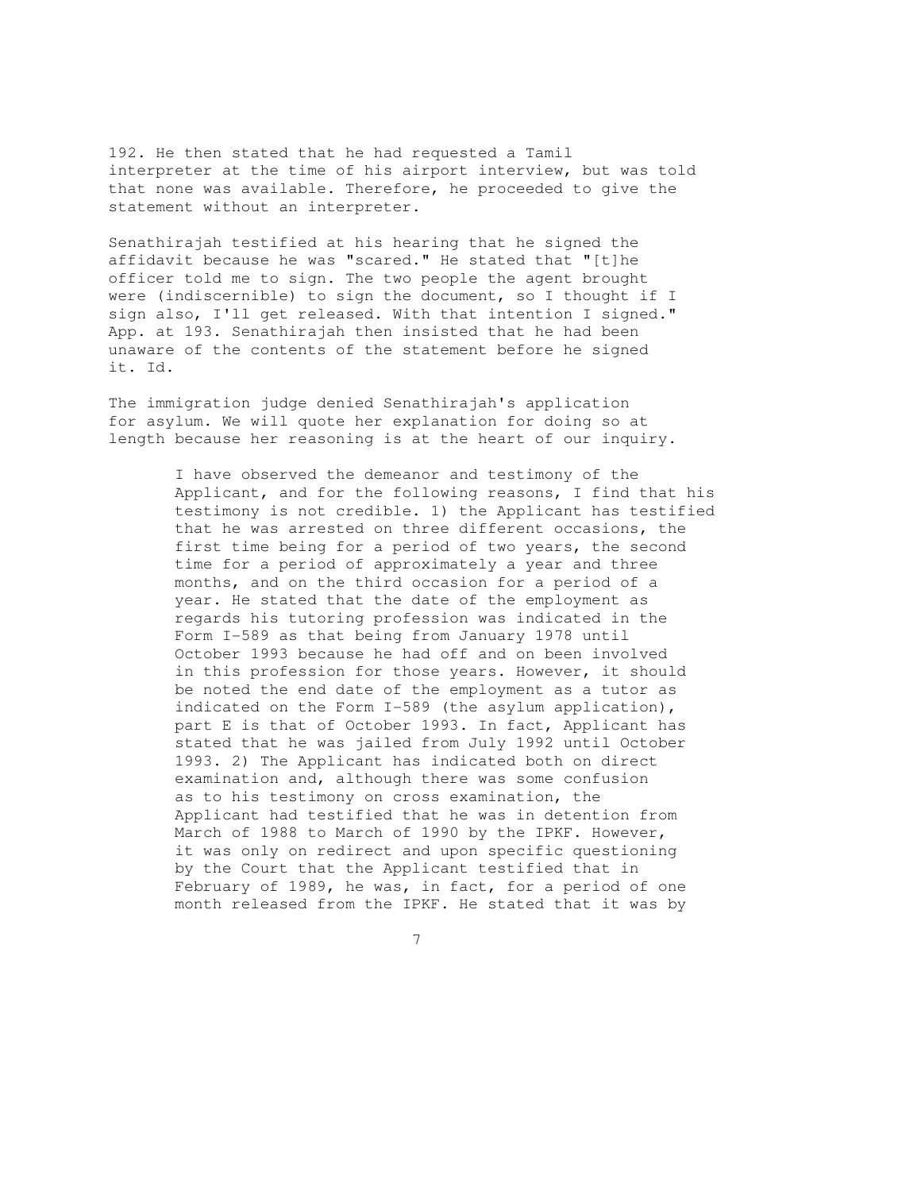192. He then stated that he had requested a Tamil interpreter at the time of his airport interview, but was told that none was available. Therefore, he proceeded to give the statement without an interpreter.

Senathirajah testified at his hearing that he signed the affidavit because he was "scared." He stated that "[t]he officer told me to sign. The two people the agent brought were (indiscernible) to sign the document, so I thought if I sign also, I'll get released. With that intention I signed." App. at 193. Senathirajah then insisted that he had been unaware of the contents of the statement before he signed it. Id.

The immigration judge denied Senathirajah's application for asylum. We will quote her explanation for doing so at length because her reasoning is at the heart of our inquiry.

> I have observed the demeanor and testimony of the Applicant, and for the following reasons, I find that his testimony is not credible. 1) the Applicant has testified that he was arrested on three different occasions, the first time being for a period of two years, the second time for a period of approximately a year and three months, and on the third occasion for a period of a year. He stated that the date of the employment as regards his tutoring profession was indicated in the Form I-589 as that being from January 1978 until October 1993 because he had off and on been involved in this profession for those years. However, it should be noted the end date of the employment as a tutor as indicated on the Form I-589 (the asylum application), part E is that of October 1993. In fact, Applicant has stated that he was jailed from July 1992 until October 1993. 2) The Applicant has indicated both on direct examination and, although there was some confusion as to his testimony on cross examination, the Applicant had testified that he was in detention from March of 1988 to March of 1990 by the IPKF. However, it was only on redirect and upon specific questioning by the Court that the Applicant testified that in February of 1989, he was, in fact, for a period of one month released from the IPKF. He stated that it was by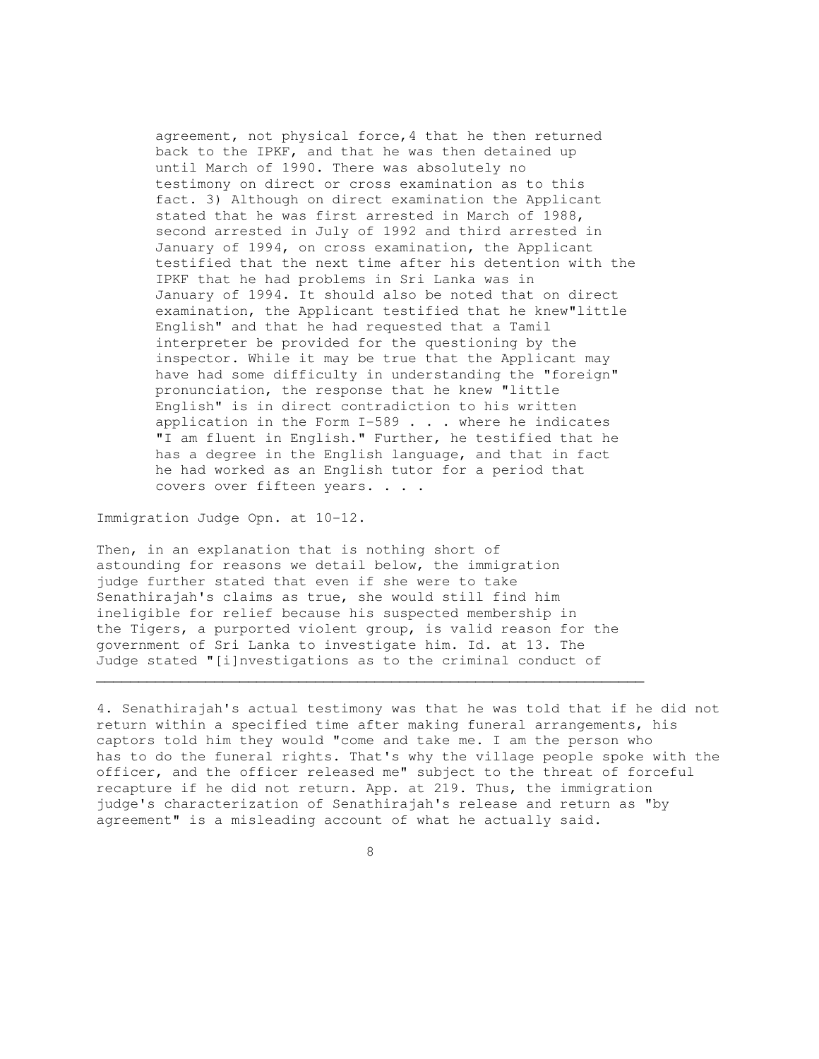> agreement, not physical force,[4] that he then returned back to the IPKF, and that he was then detained up until March of 1990. There was absolutely no testimony on direct or cross examination as to this fact. 3) Although on direct examination the Applicant stated that he was first arrested in March of 1988, second arrested in July of 1992 and third arrested in January of 1994, on cross examination, the Applicant testified that the next time after his detention with the IPKF that he had problems in Sri Lanka was in January of 1994. It should also be noted that on direct examination, the Applicant testified that he knew"little English" and that he had requested that a Tamil interpreter be provided for the questioning by the inspector. While it may be true that the Applicant may have had some difficulty in understanding the "foreign" pronunciation, the response that he knew "little English" is in direct contradiction to his written application in the Form I-589 . . . where he indicates "I am fluent in English." Further, he testified that he has a degree in the English language, and that in fact he had worked as an English tutor for a period that covers over fifteen years. . . .

Immigration Judge Opn. at 10-12.

Then, in an explanation that is nothing short of astounding for reasons we detail below, the immigration judge further stated that even if she were to take Senathirajah's claims as true, she would still find him ineligible for relief because his suspected membership in the Tigers, a purported violent group, is valid reason for the government of Sri Lanka to investigate him. Id. at 13. The Judge stated "[i]nvestigations as to the criminal conduct of

---

4. Senathirajah's actual testimony was that he was told that if he did not return within a specified time after making funeral arrangements, his captors told him they would "come and take me. I am the person who has to do the funeral rights. That's why the village people spoke with the officer, and the officer released me" subject to the threat of forceful recapture if he did not return. App. at 219. Thus, the immigration judge's characterization of Senathirajah's release and return as "by agreement" is a misleading account of what he actually said.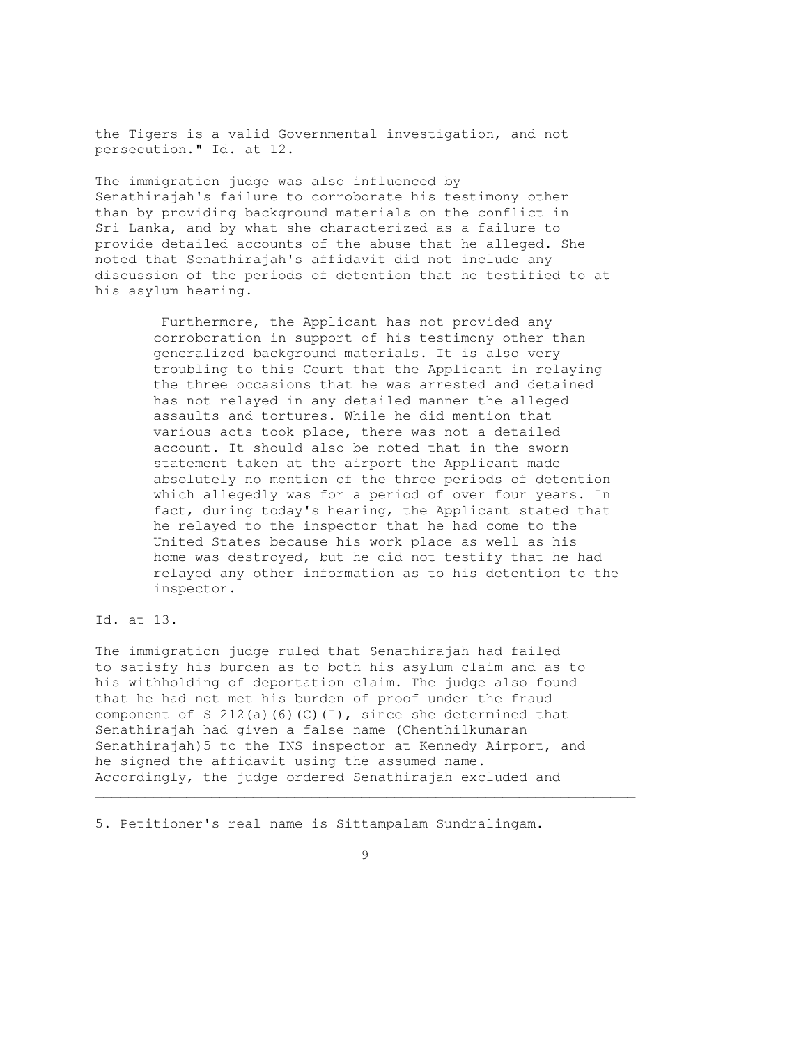the Tigers is a valid Governmental investigation, and not persecution." Id. at 12.

The immigration judge was also influenced by Senathirajah's failure to corroborate his testimony other than by providing background materials on the conflict in Sri Lanka, and by what she characterized as a failure to provide detailed accounts of the abuse that he alleged. She noted that Senathirajah's affidavit did not include any discussion of the periods of detention that he testified to at his asylum hearing.

> Furthermore, the Applicant has not provided any corroboration in support of his testimony other than generalized background materials. It is also very troubling to this Court that the Applicant in relaying the three occasions that he was arrested and detained has not relayed in any detailed manner the alleged assaults and tortures. While he did mention that various acts took place, there was not a detailed account. It should also be noted that in the sworn statement taken at the airport the Applicant made absolutely no mention of the three periods of detention which allegedly was for a period of over four years. In fact, during today's hearing, the Applicant stated that he relayed to the inspector that he had come to the United States because his work place as well as his home was destroyed, but he did not testify that he had relayed any other information as to his detention to the inspector.

Id. at 13.

The immigration judge ruled that Senathirajah had failed to satisfy his burden as to both his asylum claim and as to his withholding of deportation claim. The judge also found that he had not met his burden of proof under the fraud component of S 212(a)(6)(C)(I), since she determined that Senathirajah had given a false name (Chenthilkumaran Senathirajah)[5] to the INS inspector at Kennedy Airport, and he signed the affidavit using the assumed name. Accordingly, the judge ordered Senathirajah excluded and

---

5. Petitioner's real name is Sittampalam Sundralingam.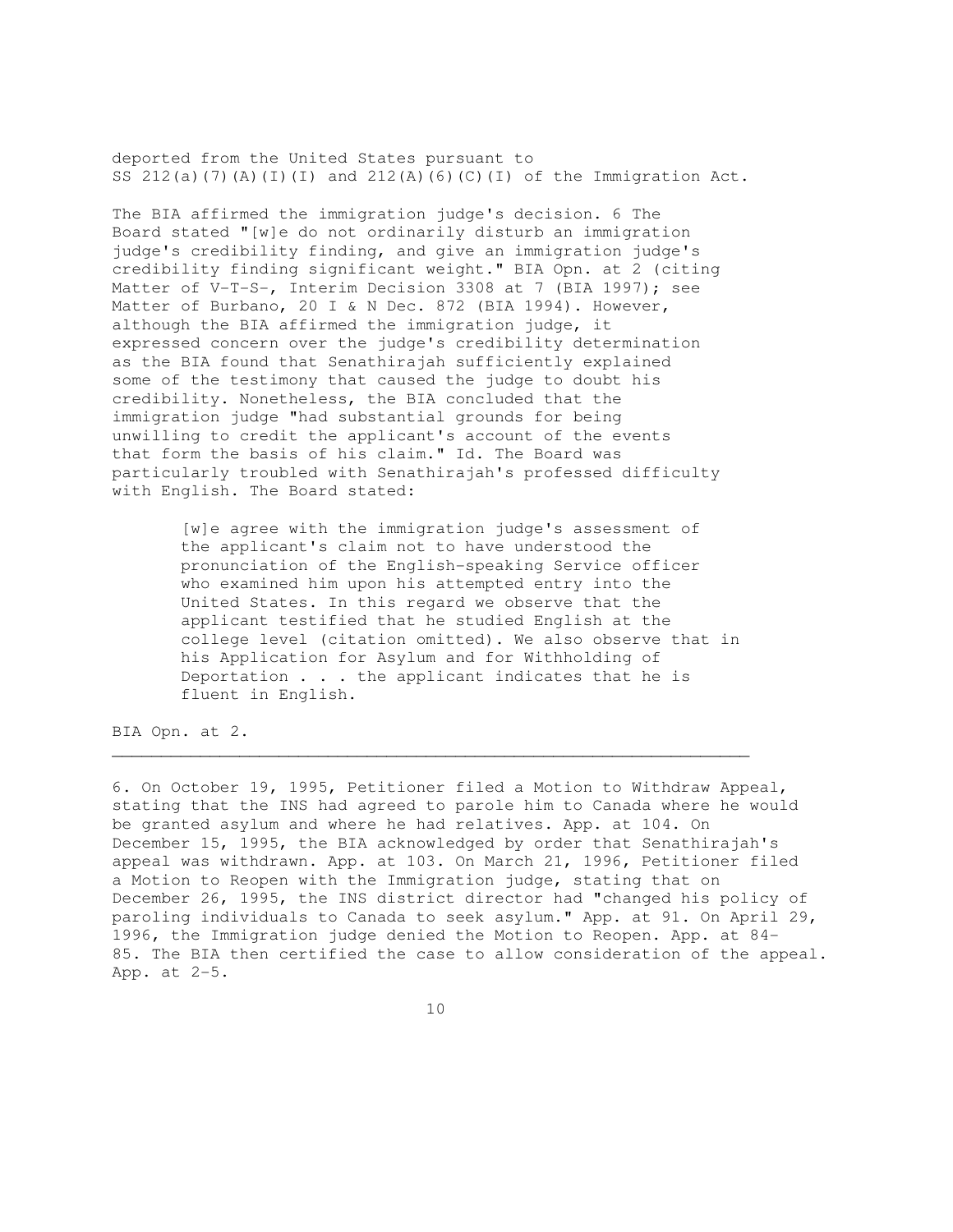deported from the United States pursuant to SS 212(a)(7)(A)(I)(I) and 212(A)(6)(C)(I) of the Immigration Act.

The BIA affirmed the immigration judge's decision. 6 The Board stated "[w]e do not ordinarily disturb an immigration judge's credibility finding, and give an immigration judge's credibility finding significant weight." BIA Opn. at 2 (citing Matter of V-T-S-, Interim Decision 3308 at 7 (BIA 1997); see Matter of Burbano, 20 I & N Dec. 872 (BIA 1994). However, although the BIA affirmed the immigration judge, it expressed concern over the judge's credibility determination as the BIA found that Senathirajah sufficiently explained some of the testimony that caused the judge to doubt his credibility. Nonetheless, the BIA concluded that the immigration judge "had substantial grounds for being unwilling to credit the applicant's account of the events that form the basis of his claim." Id. The Board was particularly troubled with Senathirajah's professed difficulty with English. The Board stated:

> [w]e agree with the immigration judge's assessment of the applicant's claim not to have understood the pronunciation of the English-speaking Service officer who examined him upon his attempted entry into the United States. In this regard we observe that the applicant testified that he studied English at the college level (citation omitted). We also observe that in his Application for Asylum and for Withholding of Deportation . . . the applicant indicates that he is fluent in English.

BIA Opn. at 2.

---

6. On October 19, 1995, Petitioner filed a Motion to Withdraw Appeal, stating that the INS had agreed to parole him to Canada where he would be granted asylum and where he had relatives. App. at 104. On December 15, 1995, the BIA acknowledged by order that Senathirajah's appeal was withdrawn. App. at 103. On March 21, 1996, Petitioner filed a Motion to Reopen with the Immigration judge, stating that on December 26, 1995, the INS district director had "changed his policy of paroling individuals to Canada to seek asylum." App. at 91. On April 29, 1996, the Immigration judge denied the Motion to Reopen. App. at 84-85. The BIA then certified the case to allow consideration of the appeal. App. at 2-5.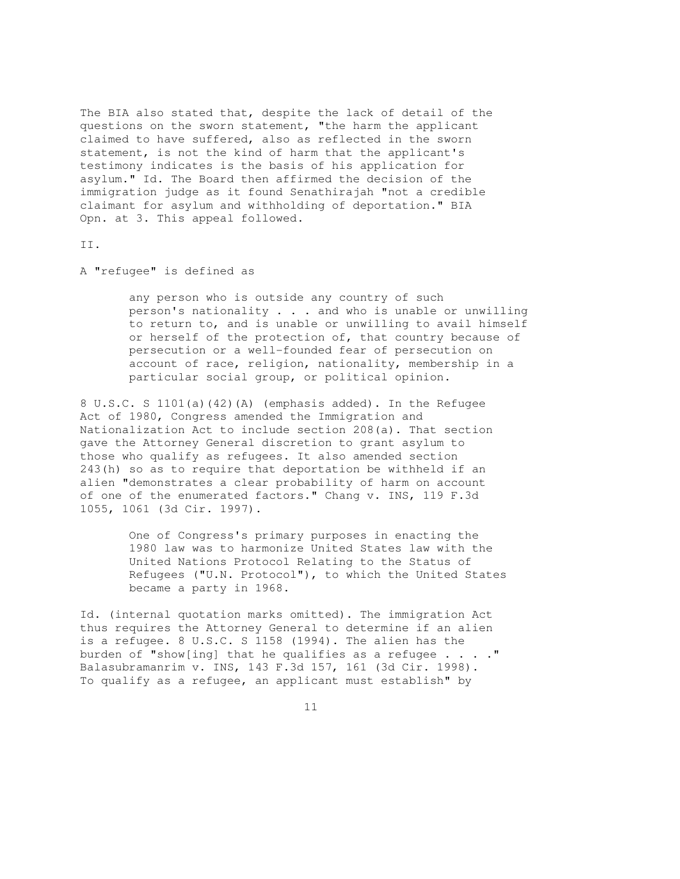The BIA also stated that, despite the lack of detail of the questions on the sworn statement, "the harm the applicant claimed to have suffered, also as reflected in the sworn statement, is not the kind of harm that the applicant's testimony indicates is the basis of his application for asylum." Id. The Board then affirmed the decision of the immigration judge as it found Senathirajah "not a credible claimant for asylum and withholding of deportation." BIA Opn. at 3. This appeal followed.

II.

A "refugee" is defined as

> any person who is outside any country of such person's nationality . . . and who is unable or unwilling to return to, and is unable or unwilling to avail himself or herself of the protection of, that country because of persecution or a well-founded fear of persecution on account of race, religion, nationality, membership in a particular social group, or political opinion.

8 U.S.C. S 1101(a)(42)(A) (emphasis added). In the Refugee Act of 1980, Congress amended the Immigration and Nationalization Act to include section 208(a). That section gave the Attorney General discretion to grant asylum to those who qualify as refugees. It also amended section 243(h) so as to require that deportation be withheld if an alien "demonstrates a clear probability of harm on account of one of the enumerated factors." Chang v. INS, 119 F.3d 1055, 1061 (3d Cir. 1997).

> One of Congress's primary purposes in enacting the 1980 law was to harmonize United States law with the United Nations Protocol Relating to the Status of Refugees ("U.N. Protocol"), to which the United States became a party in 1968.

Id. (internal quotation marks omitted). The immigration Act thus requires the Attorney General to determine if an alien is a refugee. 8 U.S.C. S 1158 (1994). The alien has the burden of "show[ing] that he qualifies as a refugee . . . ." Balasubramanrim v. INS, 143 F.3d 157, 161 (3d Cir. 1998). To qualify as a refugee, an applicant must establish" by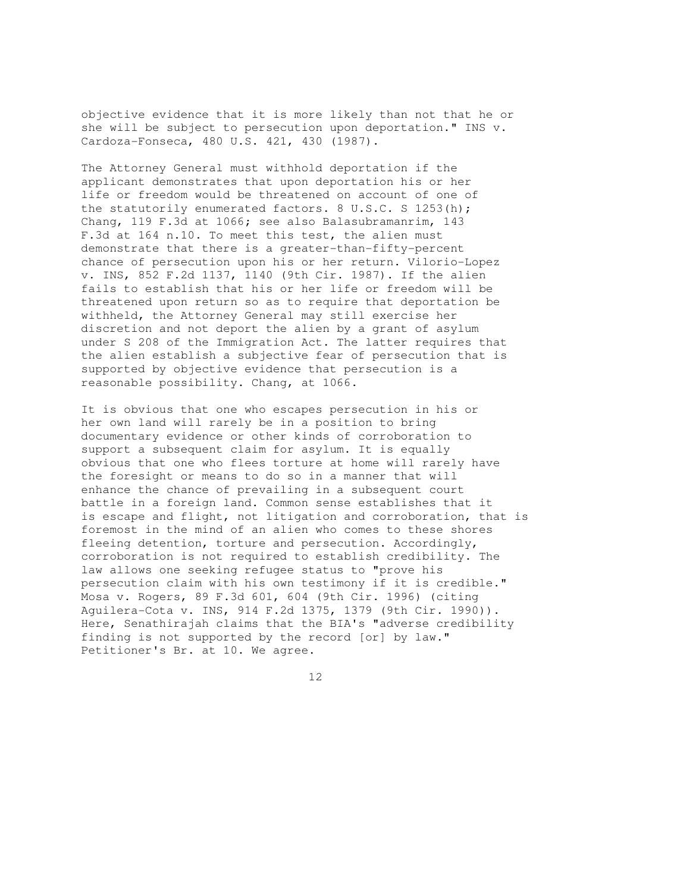objective evidence that it is more likely than not that he or she will be subject to persecution upon deportation." INS v. Cardoza-Fonseca, 480 U.S. 421, 430 (1987).

The Attorney General must withhold deportation if the applicant demonstrates that upon deportation his or her life or freedom would be threatened on account of one of the statutorily enumerated factors. 8 U.S.C. S 1253(h); Chang, 119 F.3d at 1066; see also Balasubramanrim, 143 F.3d at 164 n.10. To meet this test, the alien must demonstrate that there is a greater-than-fifty-percent chance of persecution upon his or her return. Vilorio-Lopez v. INS, 852 F.2d 1137, 1140 (9th Cir. 1987). If the alien fails to establish that his or her life or freedom will be threatened upon return so as to require that deportation be withheld, the Attorney General may still exercise her discretion and not deport the alien by a grant of asylum under S 208 of the Immigration Act. The latter requires that the alien establish a subjective fear of persecution that is supported by objective evidence that persecution is a reasonable possibility. Chang, at 1066.

It is obvious that one who escapes persecution in his or her own land will rarely be in a position to bring documentary evidence or other kinds of corroboration to support a subsequent claim for asylum. It is equally obvious that one who flees torture at home will rarely have the foresight or means to do so in a manner that will enhance the chance of prevailing in a subsequent court battle in a foreign land. Common sense establishes that it is escape and flight, not litigation and corroboration, that is foremost in the mind of an alien who comes to these shores fleeing detention, torture and persecution. Accordingly, corroboration is not required to establish credibility. The law allows one seeking refugee status to "prove his persecution claim with his own testimony if it is credible." Mosa v. Rogers, 89 F.3d 601, 604 (9th Cir. 1996) (citing Aguilera-Cota v. INS, 914 F.2d 1375, 1379 (9th Cir. 1990)). Here, Senathirajah claims that the BIA's "adverse credibility finding is not supported by the record [or] by law." Petitioner's Br. at 10. We agree.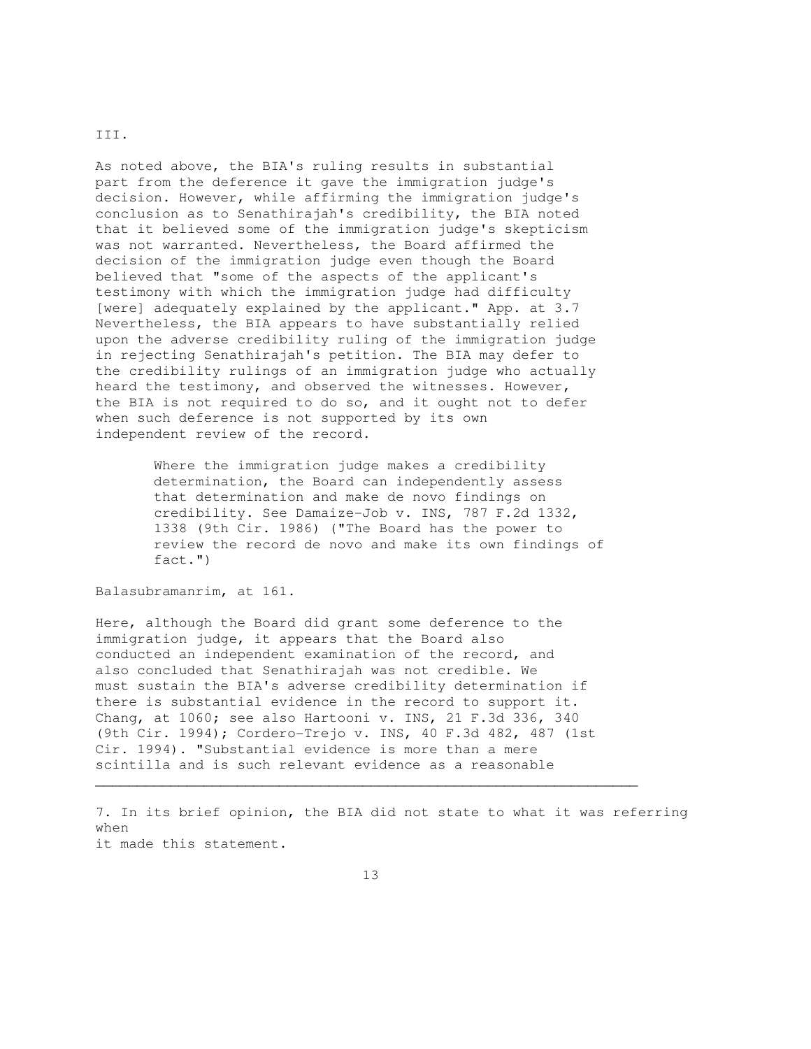III.

As noted above, the BIA's ruling results in substantial part from the deference it gave the immigration judge's decision. However, while affirming the immigration judge's conclusion as to Senathirajah's credibility, the BIA noted that it believed some of the immigration judge's skepticism was not warranted. Nevertheless, the Board affirmed the decision of the immigration judge even though the Board believed that "some of the aspects of the applicant's testimony with which the immigration judge had difficulty [were] adequately explained by the applicant." App. at 3.[7] Nevertheless, the BIA appears to have substantially relied upon the adverse credibility ruling of the immigration judge in rejecting Senathirajah's petition. The BIA may defer to the credibility rulings of an immigration judge who actually heard the testimony, and observed the witnesses. However, the BIA is not required to do so, and it ought not to defer when such deference is not supported by its own independent review of the record.

> Where the immigration judge makes a credibility determination, the Board can independently assess that determination and make de novo findings on credibility. See Damaize-Job v. INS, 787 F.2d 1332, 1338 (9th Cir. 1986) ("The Board has the power to review the record de novo and make its own findings of fact.")

Balasubramanrim, at 161.

Here, although the Board did grant some deference to the immigration judge, it appears that the Board also conducted an independent examination of the record, and also concluded that Senathirajah was not credible. We must sustain the BIA's adverse credibility determination if there is substantial evidence in the record to support it. Chang, at 1060; see also Hartooni v. INS, 21 F.3d 336, 340 (9th Cir. 1994); Cordero-Trejo v. INS, 40 F.3d 482, 487 (1st Cir. 1994). "Substantial evidence is more than a mere scintilla and is such relevant evidence as a reasonable

---

7. In its brief opinion, the BIA did not state to what it was referring when it made this statement.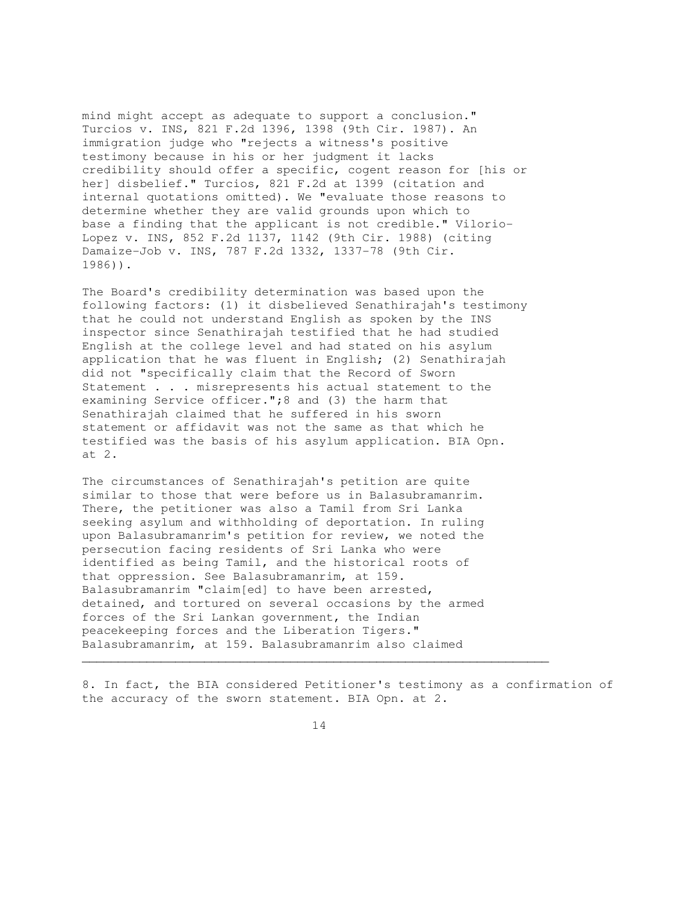mind might accept as adequate to support a conclusion." Turcios v. INS, 821 F.2d 1396, 1398 (9th Cir. 1987). An immigration judge who "rejects a witness's positive testimony because in his or her judgment it lacks credibility should offer a specific, cogent reason for [his or her] disbelief." Turcios, 821 F.2d at 1399 (citation and internal quotations omitted). We "evaluate those reasons to determine whether they are valid grounds upon which to base a finding that the applicant is not credible." Vilorio-Lopez v. INS, 852 F.2d 1137, 1142 (9th Cir. 1988) (citing Damaize-Job v. INS, 787 F.2d 1332, 1337-78 (9th Cir. 1986)).

The Board's credibility determination was based upon the following factors: (1) it disbelieved Senathirajah's testimony that he could not understand English as spoken by the INS inspector since Senathirajah testified that he had studied English at the college level and had stated on his asylum application that he was fluent in English; (2) Senathirajah did not "specifically claim that the Record of Sworn Statement . . . misrepresents his actual statement to the examining Service officer.";8 and (3) the harm that Senathirajah claimed that he suffered in his sworn statement or affidavit was not the same as that which he testified was the basis of his asylum application. BIA Opn. at 2.

The circumstances of Senathirajah's petition are quite similar to those that were before us in Balasubramanrim. There, the petitioner was also a Tamil from Sri Lanka seeking asylum and withholding of deportation. In ruling upon Balasubramanrim's petition for review, we noted the persecution facing residents of Sri Lanka who were identified as being Tamil, and the historical roots of that oppression. See Balasubramanrim, at 159. Balasubramanrim "claim[ed] to have been arrested, detained, and tortured on several occasions by the armed forces of the Sri Lankan government, the Indian peacekeeping forces and the Liberation Tigers." Balasubramanrim, at 159. Balasubramanrim also claimed

---

8. In fact, the BIA considered Petitioner's testimony as a confirmation of the accuracy of the sworn statement. BIA Opn. at 2.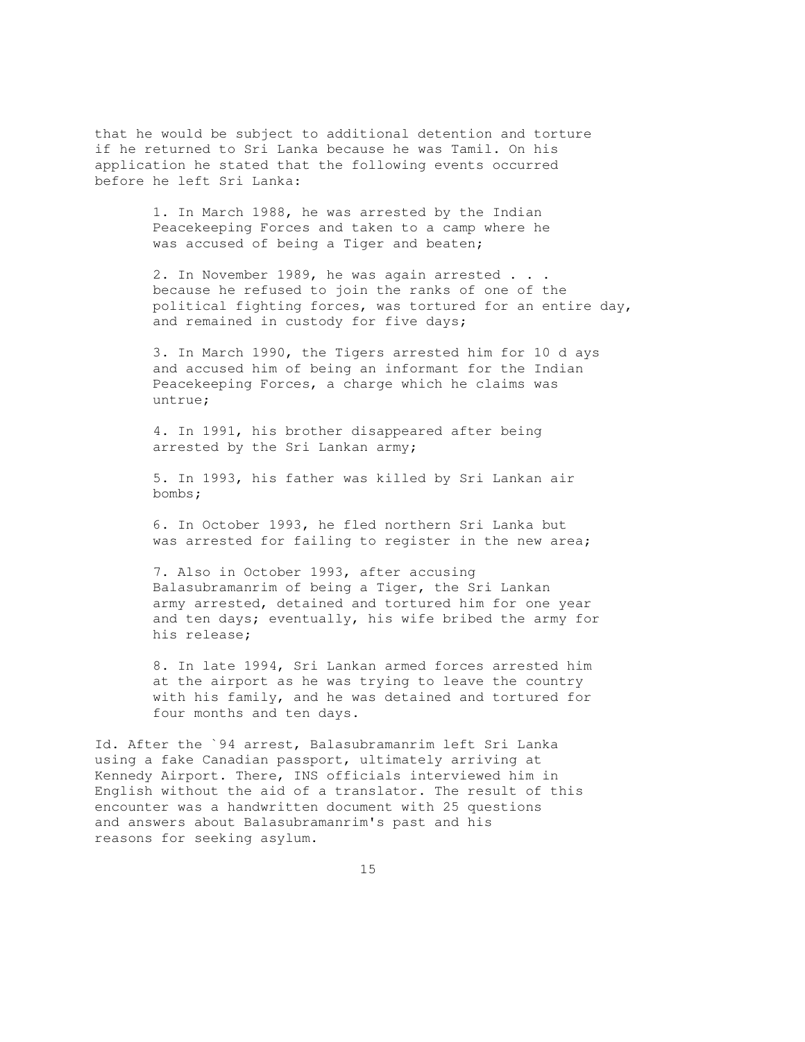that he would be subject to additional detention and torture if he returned to Sri Lanka because he was Tamil. On his application he stated that the following events occurred before he left Sri Lanka:

> 1. In March 1988, he was arrested by the Indian Peacekeeping Forces and taken to a camp where he was accused of being a Tiger and beaten;
>
> 2. In November 1989, he was again arrested . . . because he refused to join the ranks of one of the political fighting forces, was tortured for an entire day, and remained in custody for five days;
>
> 3. In March 1990, the Tigers arrested him for 10 d ays and accused him of being an informant for the Indian Peacekeeping Forces, a charge which he claims was untrue;
>
> 4. In 1991, his brother disappeared after being arrested by the Sri Lankan army;
>
> 5. In 1993, his father was killed by Sri Lankan air bombs;
>
> 6. In October 1993, he fled northern Sri Lanka but was arrested for failing to register in the new area;
>
> 7. Also in October 1993, after accusing Balasubramanrim of being a Tiger, the Sri Lankan army arrested, detained and tortured him for one year and ten days; eventually, his wife bribed the army for his release;
>
> 8. In late 1994, Sri Lankan armed forces arrested him at the airport as he was trying to leave the country with his family, and he was detained and tortured for four months and ten days.

Id. After the `94 arrest, Balasubramanrim left Sri Lanka using a fake Canadian passport, ultimately arriving at Kennedy Airport. There, INS officials interviewed him in English without the aid of a translator. The result of this encounter was a handwritten document with 25 questions and answers about Balasubramanrim's past and his reasons for seeking asylum.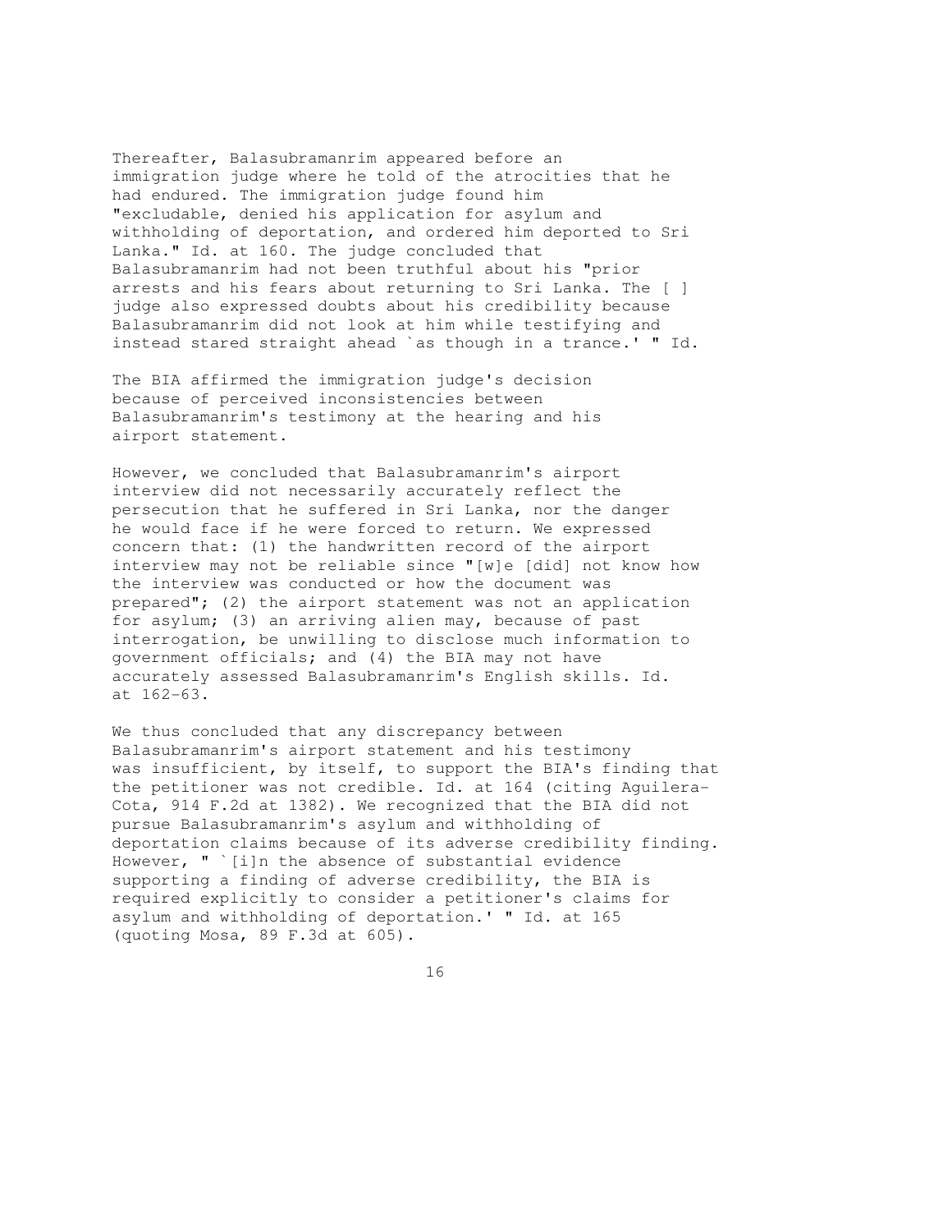Thereafter, Balasubramanrim appeared before an immigration judge where he told of the atrocities that he had endured. The immigration judge found him "excludable, denied his application for asylum and withholding of deportation, and ordered him deported to Sri Lanka." Id. at 160. The judge concluded that Balasubramanrim had not been truthful about his "prior arrests and his fears about returning to Sri Lanka. The [ ] judge also expressed doubts about his credibility because Balasubramanrim did not look at him while testifying and instead stared straight ahead `as though in a trance.' " Id.

The BIA affirmed the immigration judge's decision because of perceived inconsistencies between Balasubramanrim's testimony at the hearing and his airport statement.

However, we concluded that Balasubramanrim's airport interview did not necessarily accurately reflect the persecution that he suffered in Sri Lanka, nor the danger he would face if he were forced to return. We expressed concern that: (1) the handwritten record of the airport interview may not be reliable since "[w]e [did] not know how the interview was conducted or how the document was prepared"; (2) the airport statement was not an application for asylum; (3) an arriving alien may, because of past interrogation, be unwilling to disclose much information to government officials; and (4) the BIA may not have accurately assessed Balasubramanrim's English skills. Id. at 162-63.

We thus concluded that any discrepancy between Balasubramanrim's airport statement and his testimony was insufficient, by itself, to support the BIA's finding that the petitioner was not credible. Id. at 164 (citing Aguilera-Cota, 914 F.2d at 1382). We recognized that the BIA did not pursue Balasubramanrim's asylum and withholding of deportation claims because of its adverse credibility finding. However, " `[i]n the absence of substantial evidence supporting a finding of adverse credibility, the BIA is required explicitly to consider a petitioner's claims for asylum and withholding of deportation.' " Id. at 165 (quoting Mosa, 89 F.3d at 605).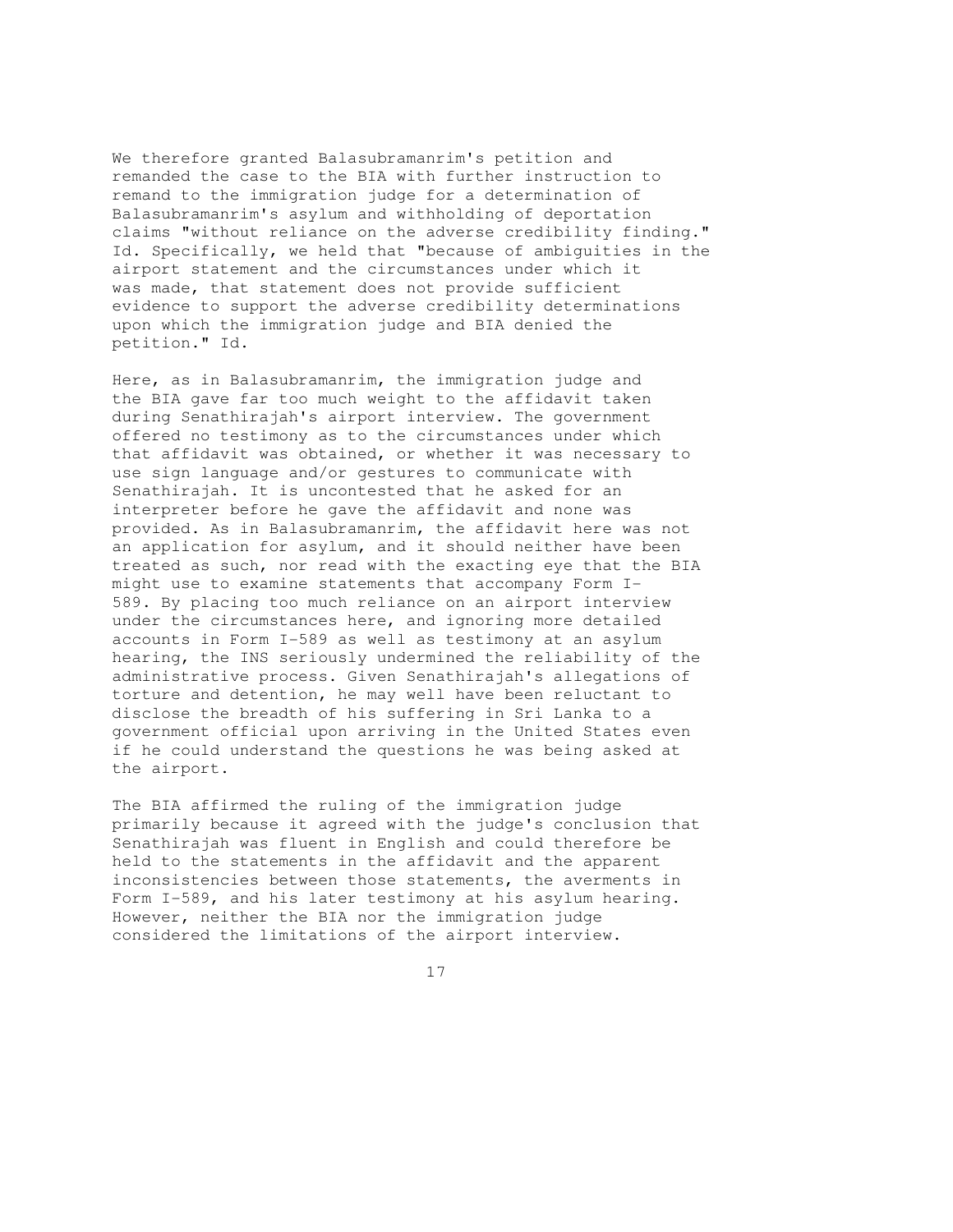We therefore granted Balasubramanrim's petition and remanded the case to the BIA with further instruction to remand to the immigration judge for a determination of Balasubramanrim's asylum and withholding of deportation claims "without reliance on the adverse credibility finding." Id. Specifically, we held that "because of ambiguities in the airport statement and the circumstances under which it was made, that statement does not provide sufficient evidence to support the adverse credibility determinations upon which the immigration judge and BIA denied the petition." Id.

Here, as in Balasubramanrim, the immigration judge and the BIA gave far too much weight to the affidavit taken during Senathirajah's airport interview. The government offered no testimony as to the circumstances under which that affidavit was obtained, or whether it was necessary to use sign language and/or gestures to communicate with Senathirajah. It is uncontested that he asked for an interpreter before he gave the affidavit and none was provided. As in Balasubramanrim, the affidavit here was not an application for asylum, and it should neither have been treated as such, nor read with the exacting eye that the BIA might use to examine statements that accompany Form I-589. By placing too much reliance on an airport interview under the circumstances here, and ignoring more detailed accounts in Form I-589 as well as testimony at an asylum hearing, the INS seriously undermined the reliability of the administrative process. Given Senathirajah's allegations of torture and detention, he may well have been reluctant to disclose the breadth of his suffering in Sri Lanka to a government official upon arriving in the United States even if he could understand the questions he was being asked at the airport.

The BIA affirmed the ruling of the immigration judge primarily because it agreed with the judge's conclusion that Senathirajah was fluent in English and could therefore be held to the statements in the affidavit and the apparent inconsistencies between those statements, the averments in Form I-589, and his later testimony at his asylum hearing. However, neither the BIA nor the immigration judge considered the limitations of the airport interview.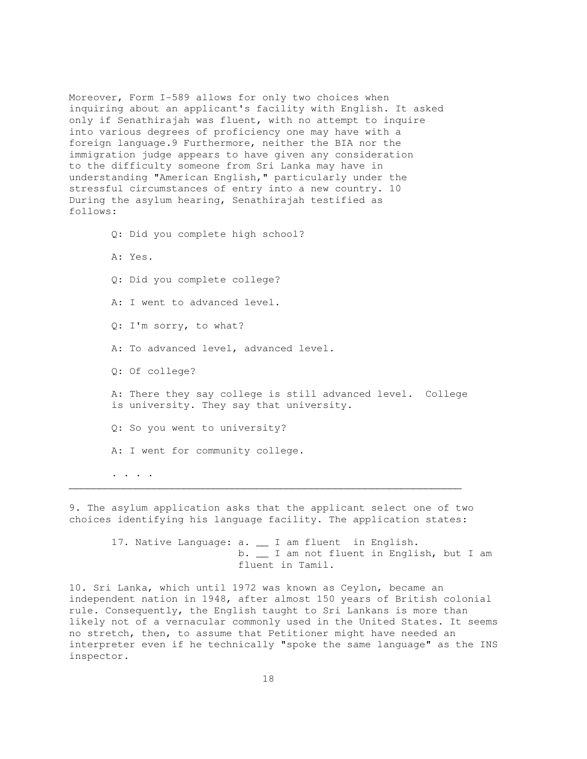Moreover, Form I-589 allows for only two choices when inquiring about an applicant's facility with English. It asked only if Senathirajah was fluent, with no attempt to inquire into various degrees of proficiency one may have with a foreign language.[9] Furthermore, neither the BIA nor the immigration judge appears to have given any consideration to the difficulty someone from Sri Lanka may have in understanding "American English," particularly under the stressful circumstances of entry into a new country.[10] During the asylum hearing, Senathirajah testified as follows:

> Q: Did you complete high school?
>
> A: Yes.
>
> Q: Did you complete college?
>
> A: I went to advanced level.
>
> Q: I'm sorry, to what?
>
> A: To advanced level, advanced level.
>
> Q: Of college?
>
> A: There they say college is still advanced level. College is university. They say that university.
>
> Q: So you went to university?
>
> A: I went for community college.
>
> . . . .

---

9. The asylum application asks that the applicant select one of two choices identifying his language facility. The application states:

> 17. Native Language: a. __ I am fluent in English.
> b. __ I am not fluent in English, but I am fluent in Tamil.

10. Sri Lanka, which until 1972 was known as Ceylon, became an independent nation in 1948, after almost 150 years of British colonial rule. Consequently, the English taught to Sri Lankans is more than likely not of a vernacular commonly used in the United States. It seems no stretch, then, to assume that Petitioner might have needed an interpreter even if he technically "spoke the same language" as the INS inspector.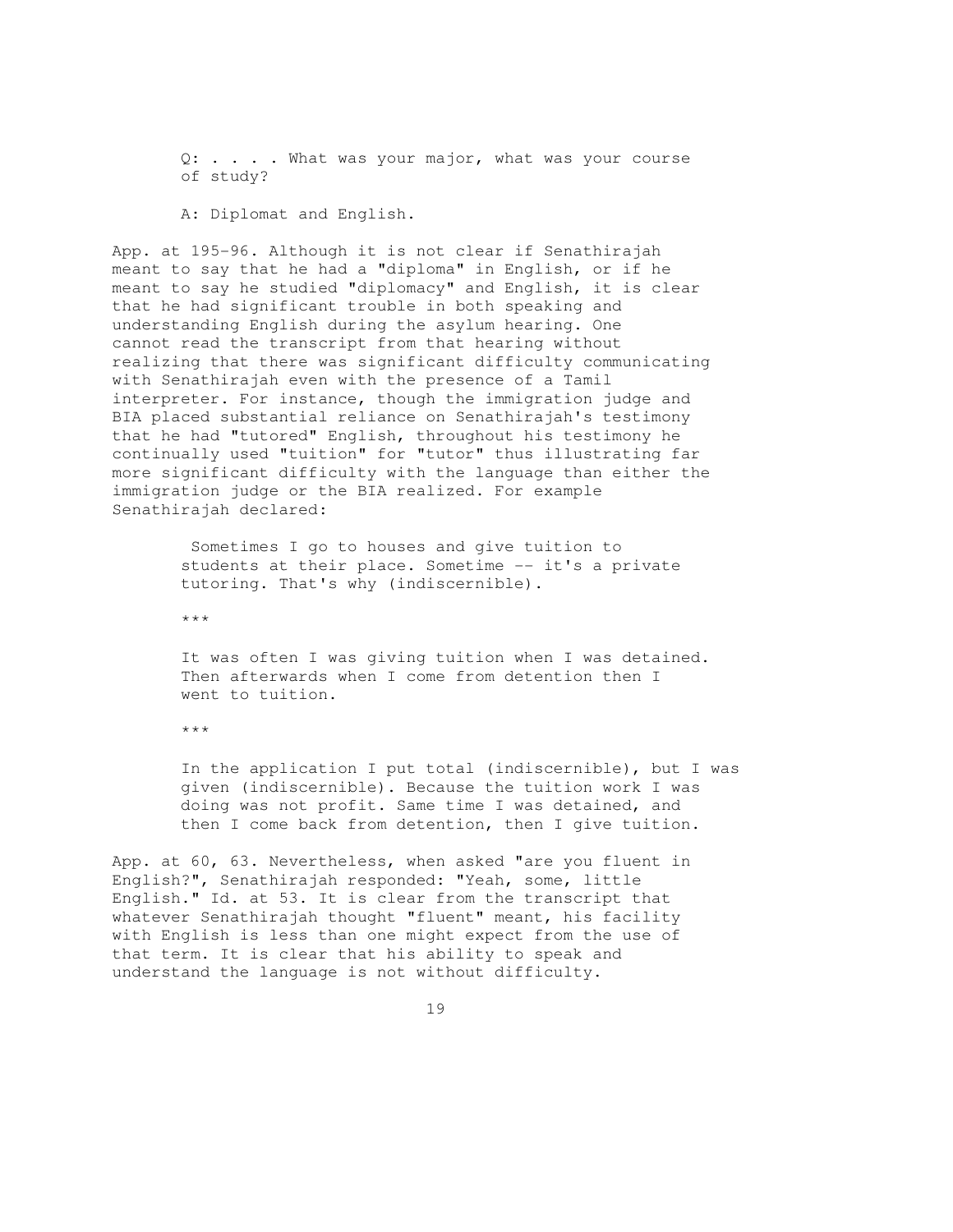> Q: . . . . What was your major, what was your course of study?
>
> A: Diplomat and English.

App. at 195-96. Although it is not clear if Senathirajah meant to say that he had a "diploma" in English, or if he meant to say he studied "diplomacy" and English, it is clear that he had significant trouble in both speaking and understanding English during the asylum hearing. One cannot read the transcript from that hearing without realizing that there was significant difficulty communicating with Senathirajah even with the presence of a Tamil interpreter. For instance, though the immigration judge and BIA placed substantial reliance on Senathirajah's testimony that he had "tutored" English, throughout his testimony he continually used "tuition" for "tutor" thus illustrating far more significant difficulty with the language than either the immigration judge or the BIA realized. For example Senathirajah declared:

> Sometimes I go to houses and give tuition to students at their place. Sometime -- it's a private tutoring. That's why (indiscernible).
>
> ***
>
> It was often I was giving tuition when I was detained. Then afterwards when I come from detention then I went to tuition.
>
> ***
>
> In the application I put total (indiscernible), but I was given (indiscernible). Because the tuition work I was doing was not profit. Same time I was detained, and then I come back from detention, then I give tuition.

App. at 60, 63. Nevertheless, when asked "are you fluent in English?", Senathirajah responded: "Yeah, some, little English." Id. at 53. It is clear from the transcript that whatever Senathirajah thought "fluent" meant, his facility with English is less than one might expect from the use of that term. It is clear that his ability to speak and understand the language is not without difficulty.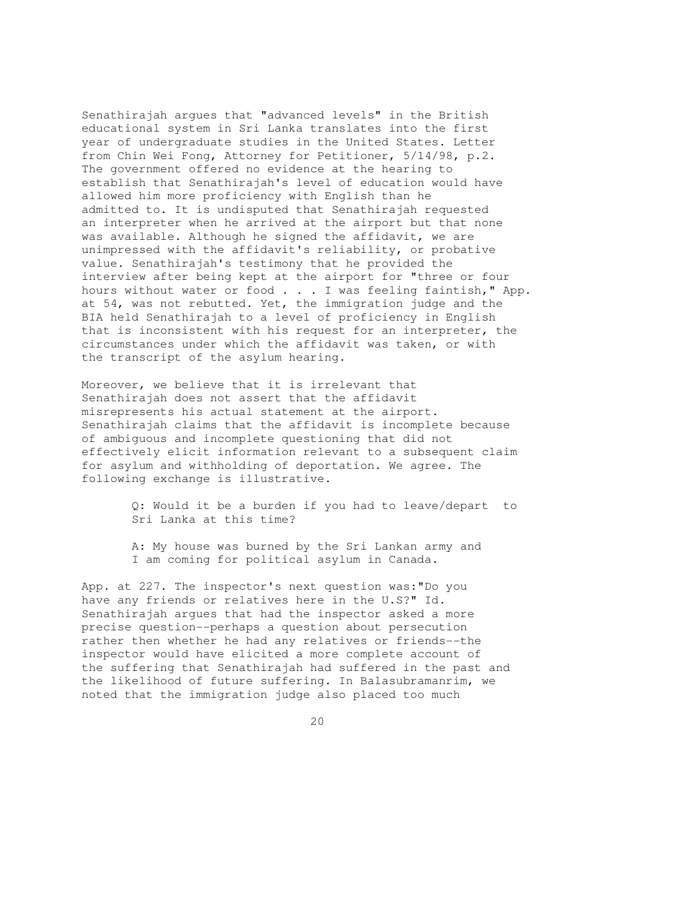Senathirajah argues that "advanced levels" in the British educational system in Sri Lanka translates into the first year of undergraduate studies in the United States. Letter from Chin Wei Fong, Attorney for Petitioner, 5/14/98, p.2. The government offered no evidence at the hearing to establish that Senathirajah's level of education would have allowed him more proficiency with English than he admitted to. It is undisputed that Senathirajah requested an interpreter when he arrived at the airport but that none was available. Although he signed the affidavit, we are unimpressed with the affidavit's reliability, or probative value. Senathirajah's testimony that he provided the interview after being kept at the airport for "three or four hours without water or food . . . I was feeling faintish," App. at 54, was not rebutted. Yet, the immigration judge and the BIA held Senathirajah to a level of proficiency in English that is inconsistent with his request for an interpreter, the circumstances under which the affidavit was taken, or with the transcript of the asylum hearing.

Moreover, we believe that it is irrelevant that Senathirajah does not assert that the affidavit misrepresents his actual statement at the airport. Senathirajah claims that the affidavit is incomplete because of ambiguous and incomplete questioning that did not effectively elicit information relevant to a subsequent claim for asylum and withholding of deportation. We agree. The following exchange is illustrative.

> Q: Would it be a burden if you had to leave/depart to Sri Lanka at this time?
>
> A: My house was burned by the Sri Lankan army and I am coming for political asylum in Canada.

App. at 227. The inspector's next question was:"Do you have any friends or relatives here in the U.S?" Id. Senathirajah argues that had the inspector asked a more precise question--perhaps a question about persecution rather then whether he had any relatives or friends--the inspector would have elicited a more complete account of the suffering that Senathirajah had suffered in the past and the likelihood of future suffering. In Balasubramanrim, we noted that the immigration judge also placed too much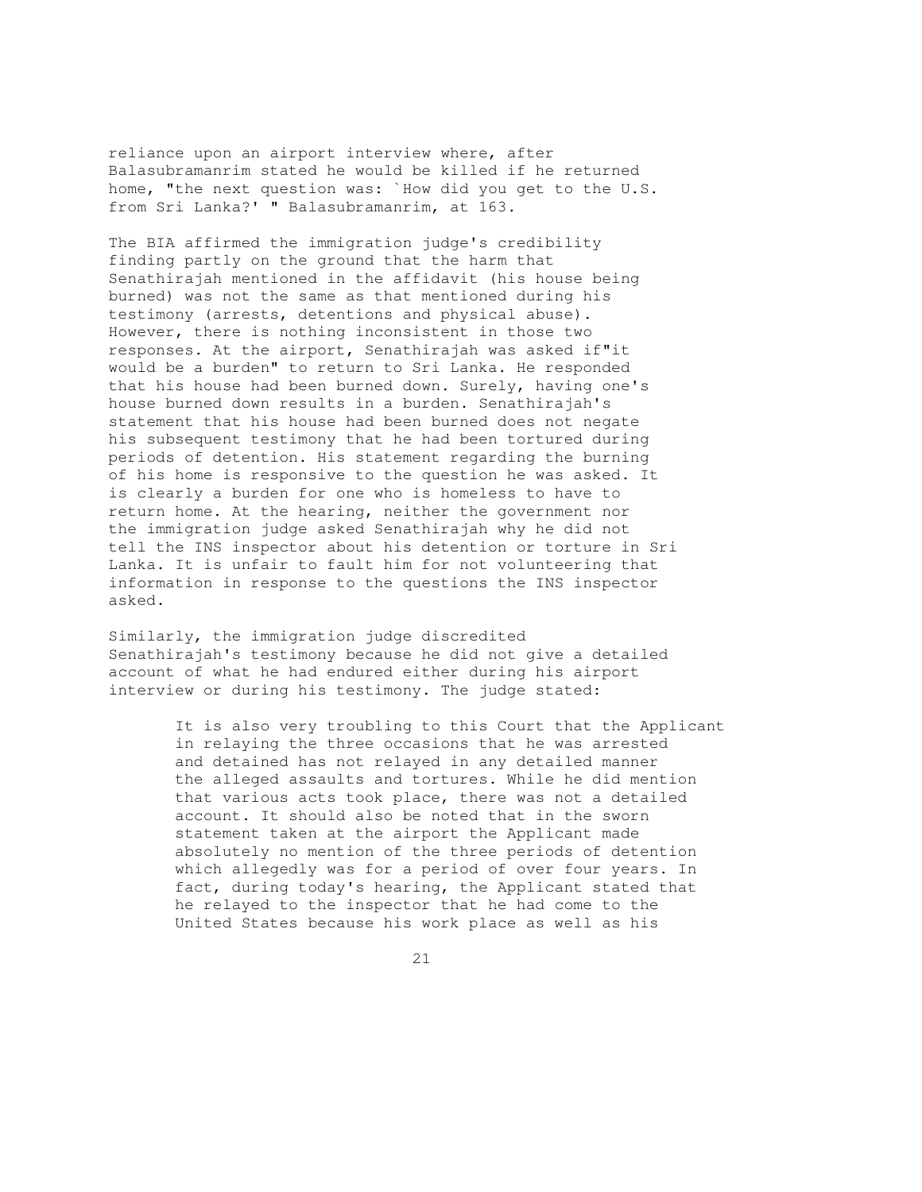reliance upon an airport interview where, after Balasubramanrim stated he would be killed if he returned home, "the next question was: `How did you get to the U.S. from Sri Lanka?' " Balasubramanrim, at 163.

The BIA affirmed the immigration judge's credibility finding partly on the ground that the harm that Senathirajah mentioned in the affidavit (his house being burned) was not the same as that mentioned during his testimony (arrests, detentions and physical abuse). However, there is nothing inconsistent in those two responses. At the airport, Senathirajah was asked if"it would be a burden" to return to Sri Lanka. He responded that his house had been burned down. Surely, having one's house burned down results in a burden. Senathirajah's statement that his house had been burned does not negate his subsequent testimony that he had been tortured during periods of detention. His statement regarding the burning of his home is responsive to the question he was asked. It is clearly a burden for one who is homeless to have to return home. At the hearing, neither the government nor the immigration judge asked Senathirajah why he did not tell the INS inspector about his detention or torture in Sri Lanka. It is unfair to fault him for not volunteering that information in response to the questions the INS inspector asked.

Similarly, the immigration judge discredited Senathirajah's testimony because he did not give a detailed account of what he had endured either during his airport interview or during his testimony. The judge stated:

> It is also very troubling to this Court that the Applicant in relaying the three occasions that he was arrested and detained has not relayed in any detailed manner the alleged assaults and tortures. While he did mention that various acts took place, there was not a detailed account. It should also be noted that in the sworn statement taken at the airport the Applicant made absolutely no mention of the three periods of detention which allegedly was for a period of over four years. In fact, during today's hearing, the Applicant stated that he relayed to the inspector that he had come to the United States because his work place as well as his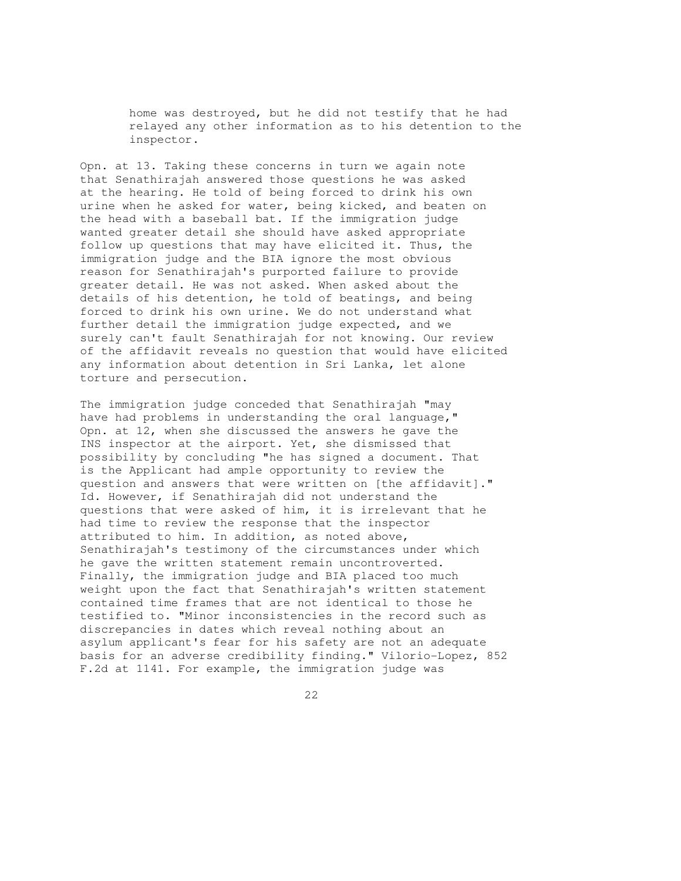> home was destroyed, but he did not testify that he had relayed any other information as to his detention to the inspector.

Opn. at 13. Taking these concerns in turn we again note that Senathirajah answered those questions he was asked at the hearing. He told of being forced to drink his own urine when he asked for water, being kicked, and beaten on the head with a baseball bat. If the immigration judge wanted greater detail she should have asked appropriate follow up questions that may have elicited it. Thus, the immigration judge and the BIA ignore the most obvious reason for Senathirajah's purported failure to provide greater detail. He was not asked. When asked about the details of his detention, he told of beatings, and being forced to drink his own urine. We do not understand what further detail the immigration judge expected, and we surely can't fault Senathirajah for not knowing. Our review of the affidavit reveals no question that would have elicited any information about detention in Sri Lanka, let alone torture and persecution.

The immigration judge conceded that Senathirajah "may have had problems in understanding the oral language," Opn. at 12, when she discussed the answers he gave the INS inspector at the airport. Yet, she dismissed that possibility by concluding "he has signed a document. That is the Applicant had ample opportunity to review the question and answers that were written on [the affidavit]." Id. However, if Senathirajah did not understand the questions that were asked of him, it is irrelevant that he had time to review the response that the inspector attributed to him. In addition, as noted above, Senathirajah's testimony of the circumstances under which he gave the written statement remain uncontroverted. Finally, the immigration judge and BIA placed too much weight upon the fact that Senathirajah's written statement contained time frames that are not identical to those he testified to. "Minor inconsistencies in the record such as discrepancies in dates which reveal nothing about an asylum applicant's fear for his safety are not an adequate basis for an adverse credibility finding." Vilorio-Lopez, 852 F.2d at 1141. For example, the immigration judge was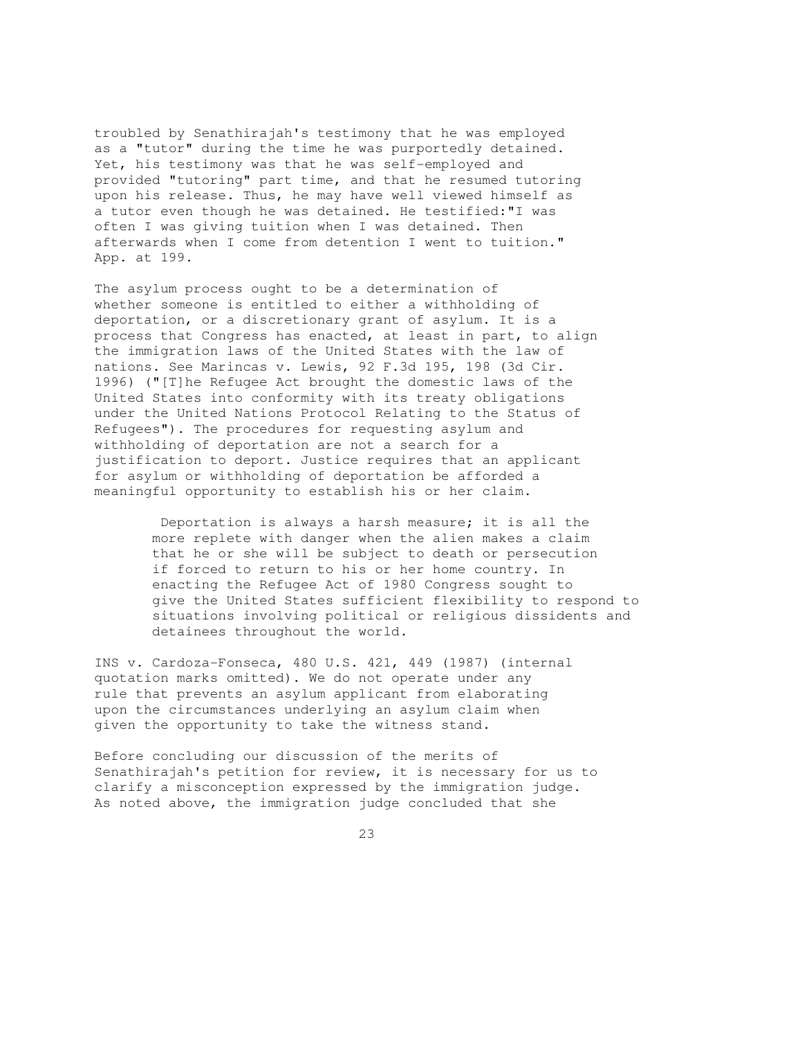troubled by Senathirajah's testimony that he was employed as a "tutor" during the time he was purportedly detained. Yet, his testimony was that he was self-employed and provided "tutoring" part time, and that he resumed tutoring upon his release. Thus, he may have well viewed himself as a tutor even though he was detained. He testified:"I was often I was giving tuition when I was detained. Then afterwards when I come from detention I went to tuition." App. at 199.

The asylum process ought to be a determination of whether someone is entitled to either a withholding of deportation, or a discretionary grant of asylum. It is a process that Congress has enacted, at least in part, to align the immigration laws of the United States with the law of nations. See Marincas v. Lewis, 92 F.3d 195, 198 (3d Cir. 1996) ("[T]he Refugee Act brought the domestic laws of the United States into conformity with its treaty obligations under the United Nations Protocol Relating to the Status of Refugees"). The procedures for requesting asylum and withholding of deportation are not a search for a justification to deport. Justice requires that an applicant for asylum or withholding of deportation be afforded a meaningful opportunity to establish his or her claim.

> Deportation is always a harsh measure; it is all the more replete with danger when the alien makes a claim that he or she will be subject to death or persecution if forced to return to his or her home country. In enacting the Refugee Act of 1980 Congress sought to give the United States sufficient flexibility to respond to situations involving political or religious dissidents and detainees throughout the world.

INS v. Cardoza-Fonseca, 480 U.S. 421, 449 (1987) (internal quotation marks omitted). We do not operate under any rule that prevents an asylum applicant from elaborating upon the circumstances underlying an asylum claim when given the opportunity to take the witness stand.

Before concluding our discussion of the merits of Senathirajah's petition for review, it is necessary for us to clarify a misconception expressed by the immigration judge. As noted above, the immigration judge concluded that she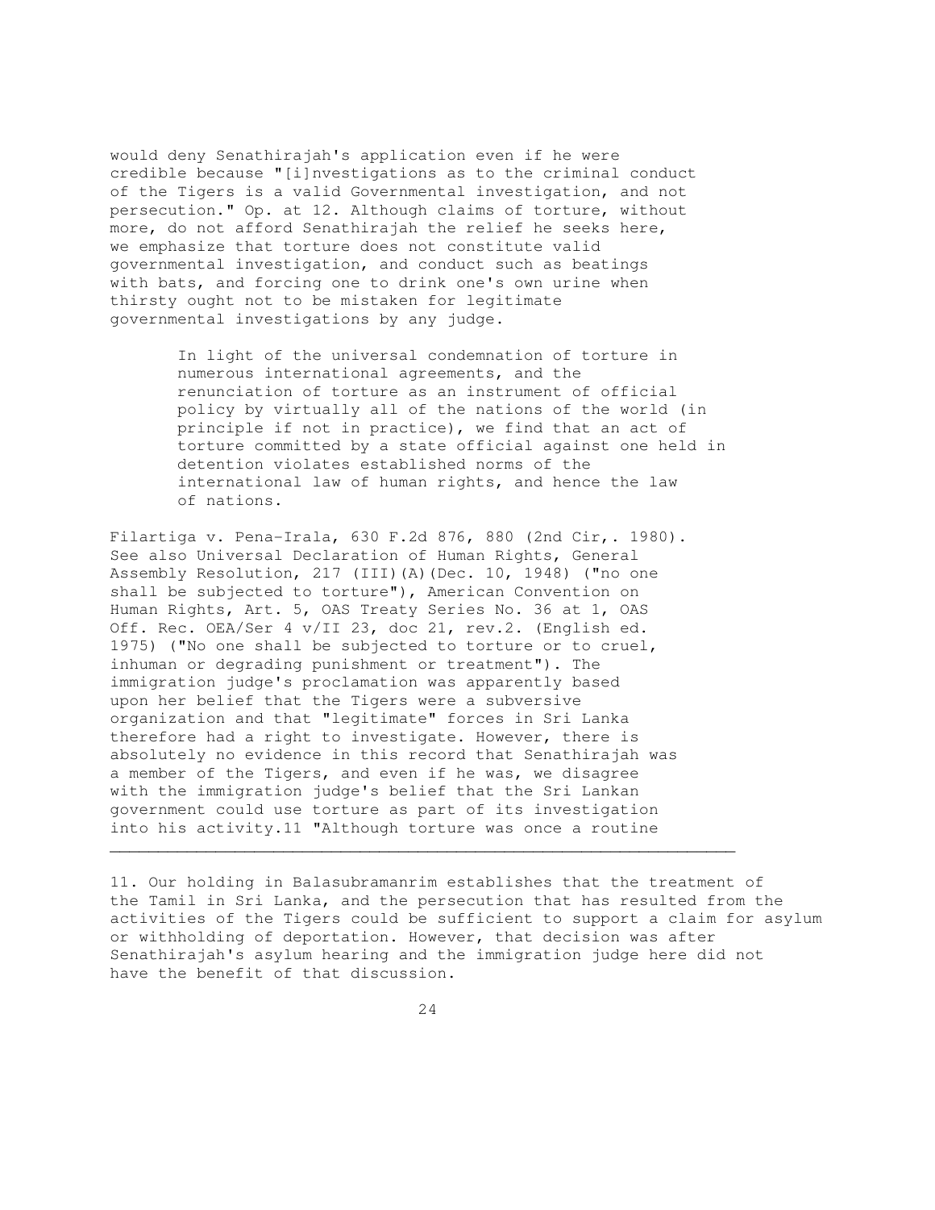would deny Senathirajah's application even if he were credible because "[i]nvestigations as to the criminal conduct of the Tigers is a valid Governmental investigation, and not persecution." Op. at 12. Although claims of torture, without more, do not afford Senathirajah the relief he seeks here, we emphasize that torture does not constitute valid governmental investigation, and conduct such as beatings with bats, and forcing one to drink one's own urine when thirsty ought not to be mistaken for legitimate governmental investigations by any judge.

> In light of the universal condemnation of torture in numerous international agreements, and the renunciation of torture as an instrument of official policy by virtually all of the nations of the world (in principle if not in practice), we find that an act of torture committed by a state official against one held in detention violates established norms of the international law of human rights, and hence the law of nations.

Filartiga v. Pena-Irala, 630 F.2d 876, 880 (2nd Cir,. 1980). See also Universal Declaration of Human Rights, General Assembly Resolution, 217 (III)(A)(Dec. 10, 1948) ("no one shall be subjected to torture"), American Convention on Human Rights, Art. 5, OAS Treaty Series No. 36 at 1, OAS Off. Rec. OEA/Ser 4 v/II 23, doc 21, rev.2. (English ed. 1975) ("No one shall be subjected to torture or to cruel, inhuman or degrading punishment or treatment"). The immigration judge's proclamation was apparently based upon her belief that the Tigers were a subversive organization and that "legitimate" forces in Sri Lanka therefore had a right to investigate. However, there is absolutely no evidence in this record that Senathirajah was a member of the Tigers, and even if he was, we disagree with the immigration judge's belief that the Sri Lankan government could use torture as part of its investigation into his activity.11 "Although torture was once a routine

---

11. Our holding in Balasubramanrim establishes that the treatment of the Tamil in Sri Lanka, and the persecution that has resulted from the activities of the Tigers could be sufficient to support a claim for asylum or withholding of deportation. However, that decision was after Senathirajah's asylum hearing and the immigration judge here did not have the benefit of that discussion.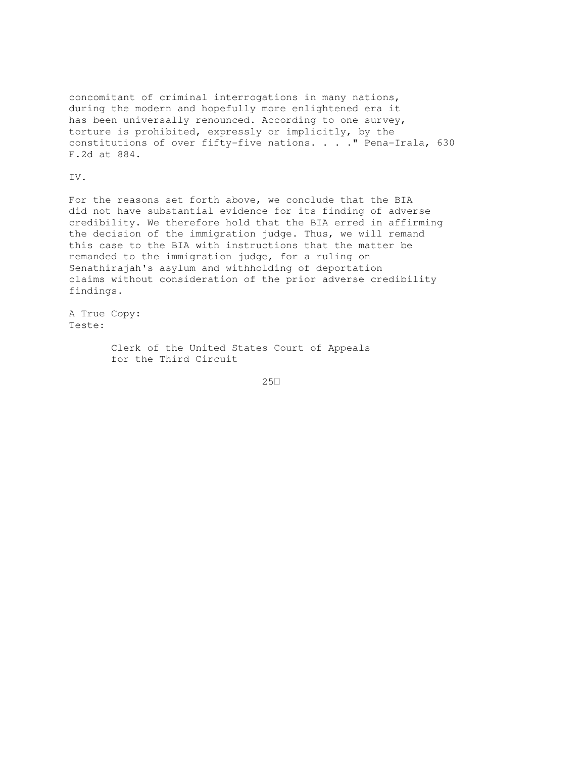concomitant of criminal interrogations in many nations, during the modern and hopefully more enlightened era it has been universally renounced. According to one survey, torture is prohibited, expressly or implicitly, by the constitutions of over fifty-five nations. . . ." Pena-Irala, 630 F.2d at 884.

IV.

For the reasons set forth above, we conclude that the BIA did not have substantial evidence for its finding of adverse credibility. We therefore hold that the BIA erred in affirming the decision of the immigration judge. Thus, we will remand this case to the BIA with instructions that the matter be remanded to the immigration judge, for a ruling on Senathirajah's asylum and withholding of deportation claims without consideration of the prior adverse credibility findings.

A True Copy:
Teste:

Clerk of the United States Court of Appeals
for the Third Circuit